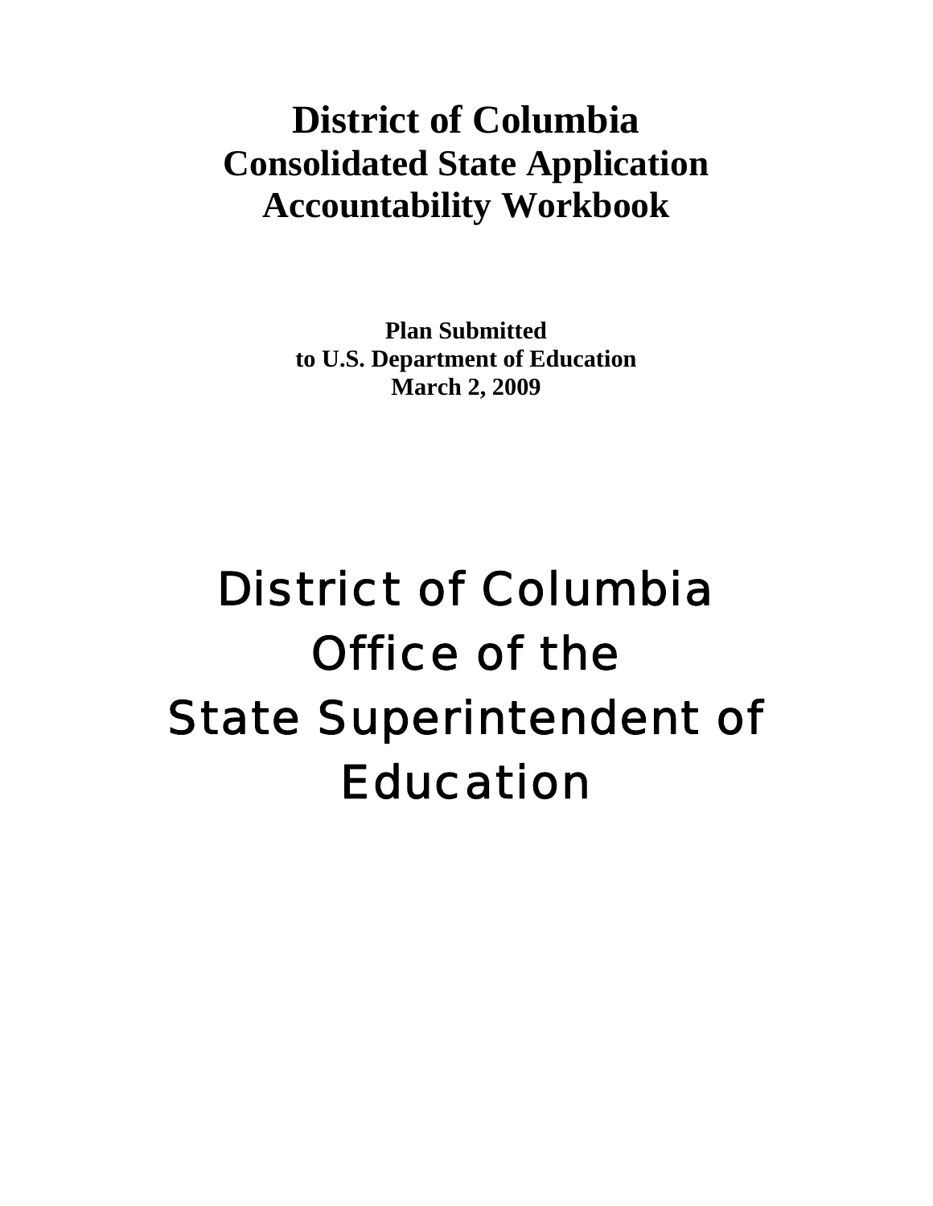# District of Columbia
# Consolidated State Application
# Accountability Workbook

**Plan Submitted**
**to U.S. Department of Education**
**March 2, 2009**

District of Columbia
Office of the
State Superintendent of
Education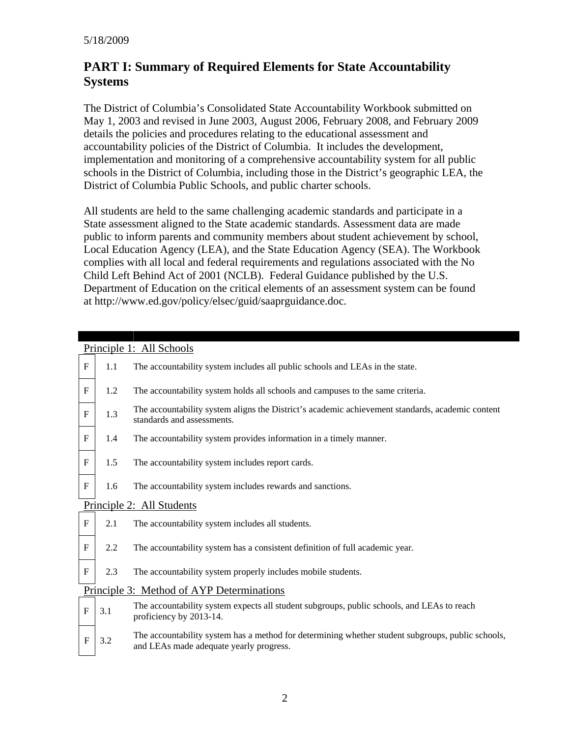5/18/2009

## PART I: Summary of Required Elements for State Accountability Systems

The District of Columbia's Consolidated State Accountability Workbook submitted on May 1, 2003 and revised in June 2003, August 2006, February 2008, and February 2009 details the policies and procedures relating to the educational assessment and accountability policies of the District of Columbia. It includes the development, implementation and monitoring of a comprehensive accountability system for all public schools in the District of Columbia, including those in the District's geographic LEA, the District of Columbia Public Schools, and public charter schools.

All students are held to the same challenging academic standards and participate in a State assessment aligned to the State academic standards. Assessment data are made public to inform parents and community members about student achievement by school, Local Education Agency (LEA), and the State Education Agency (SEA). The Workbook complies with all local and federal requirements and regulations associated with the No Child Left Behind Act of 2001 (NCLB). Federal Guidance published by the U.S. Department of Education on the critical elements of an assessment system can be found at http://www.ed.gov/policy/elsec/guid/saaprguidance.doc.

| | | |
|---|---|---|
| **Principle 1: All Schools** | | |
| F | 1.1 | The accountability system includes all public schools and LEAs in the state. |
| F | 1.2 | The accountability system holds all schools and campuses to the same criteria. |
| F | 1.3 | The accountability system aligns the District's academic achievement standards, academic content standards and assessments. |
| F | 1.4 | The accountability system provides information in a timely manner. |
| F | 1.5 | The accountability system includes report cards. |
| F | 1.6 | The accountability system includes rewards and sanctions. |
| **Principle 2: All Students** | | |
| F | 2.1 | The accountability system includes all students. |
| F | 2.2 | The accountability system has a consistent definition of full academic year. |
| F | 2.3 | The accountability system properly includes mobile students. |
| **Principle 3: Method of AYP Determinations** | | |
| F | 3.1 | The accountability system expects all student subgroups, public schools, and LEAs to reach proficiency by 2013-14. |
| F | 3.2 | The accountability system has a method for determining whether student subgroups, public schools, and LEAs made adequate yearly progress. |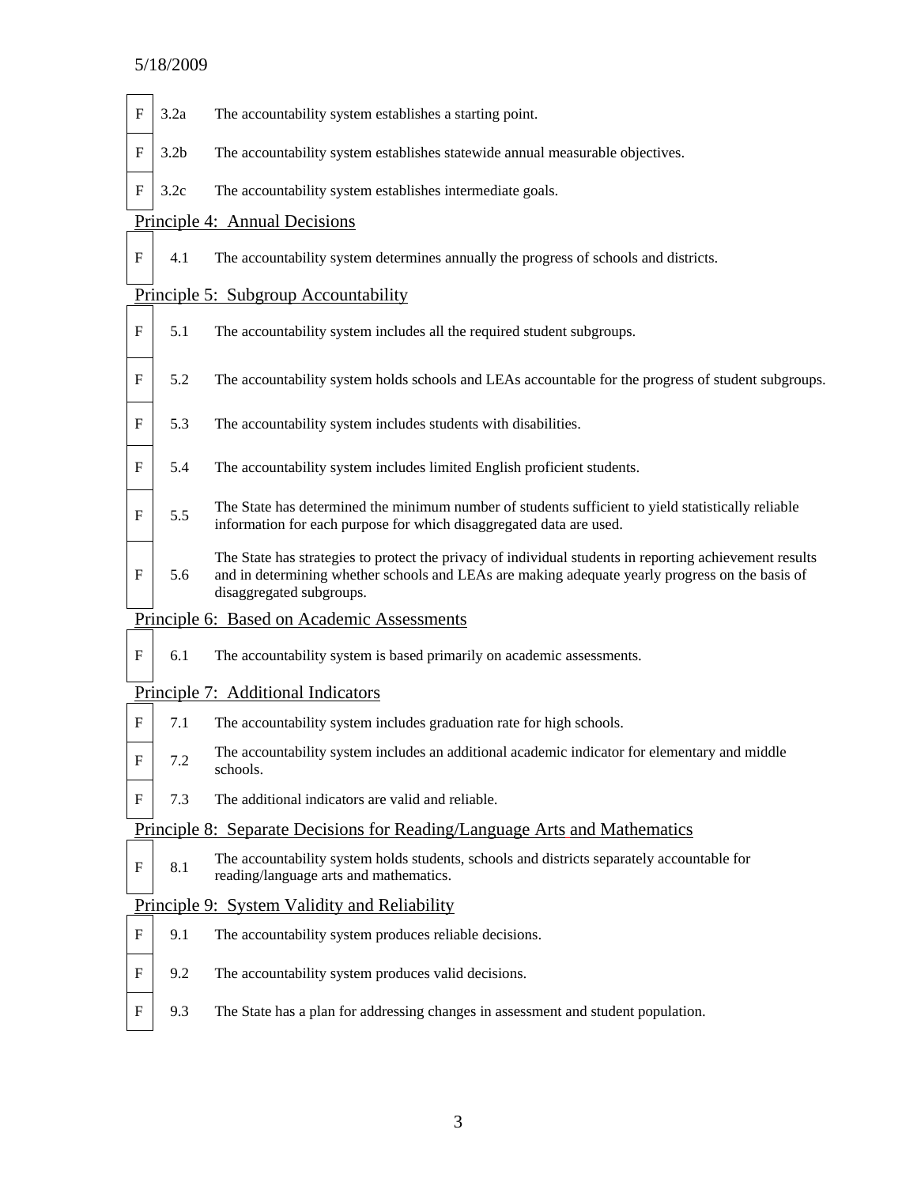| | | |
|---|---|---|
| F | 3.2a | The accountability system establishes a starting point. |
| F | 3.2b | The accountability system establishes statewide annual measurable objectives. |
| F | 3.2c | The accountability system establishes intermediate goals. |

Principle 4: Annual Decisions

| | | |
|---|---|---|
| F | 4.1 | The accountability system determines annually the progress of schools and districts. |

Principle 5: Subgroup Accountability

| | | |
|---|---|---|
| F | 5.1 | The accountability system includes all the required student subgroups. |
| F | 5.2 | The accountability system holds schools and LEAs accountable for the progress of student subgroups. |
| F | 5.3 | The accountability system includes students with disabilities. |
| F | 5.4 | The accountability system includes limited English proficient students. |
| F | 5.5 | The State has determined the minimum number of students sufficient to yield statistically reliable information for each purpose for which disaggregated data are used. |
| F | 5.6 | The State has strategies to protect the privacy of individual students in reporting achievement results and in determining whether schools and LEAs are making adequate yearly progress on the basis of disaggregated subgroups. |

Principle 6: Based on Academic Assessments

| | | |
|---|---|---|
| F | 6.1 | The accountability system is based primarily on academic assessments. |

Principle 7: Additional Indicators

| | | |
|---|---|---|
| F | 7.1 | The accountability system includes graduation rate for high schools. |
| F | 7.2 | The accountability system includes an additional academic indicator for elementary and middle schools. |
| F | 7.3 | The additional indicators are valid and reliable. |

Principle 8: Separate Decisions for Reading/Language Arts and Mathematics

| | | |
|---|---|---|
| F | 8.1 | The accountability system holds students, schools and districts separately accountable for reading/language arts and mathematics. |

Principle 9: System Validity and Reliability

| | | |
|---|---|---|
| F | 9.1 | The accountability system produces reliable decisions. |
| F | 9.2 | The accountability system produces valid decisions. |
| F | 9.3 | The State has a plan for addressing changes in assessment and student population. |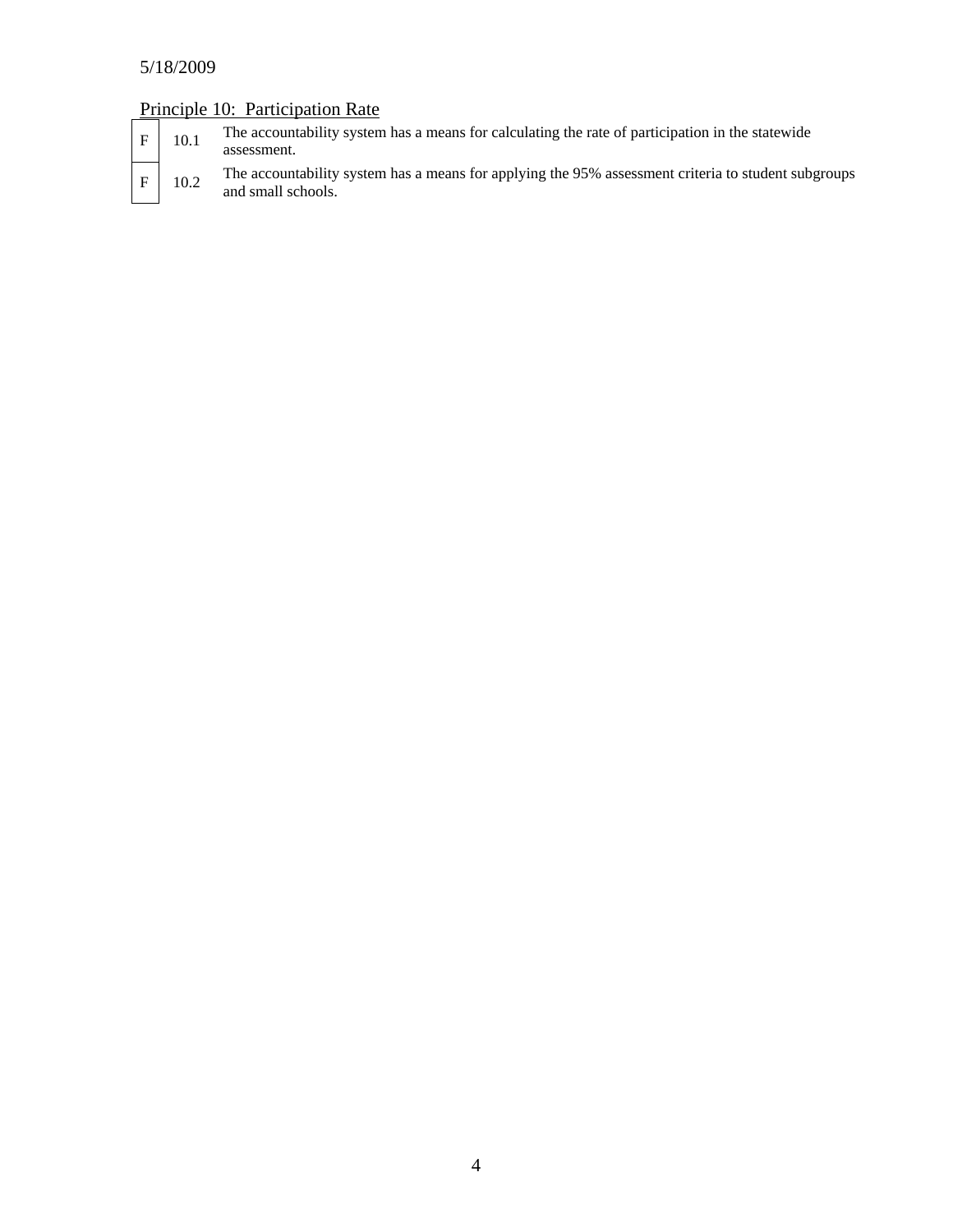## Principle 10: Participation Rate

| | | |
|---|---|---|
| F | 10.1 | The accountability system has a means for calculating the rate of participation in the statewide assessment. |
| F | 10.2 | The accountability system has a means for applying the 95% assessment criteria to student subgroups and small schools. |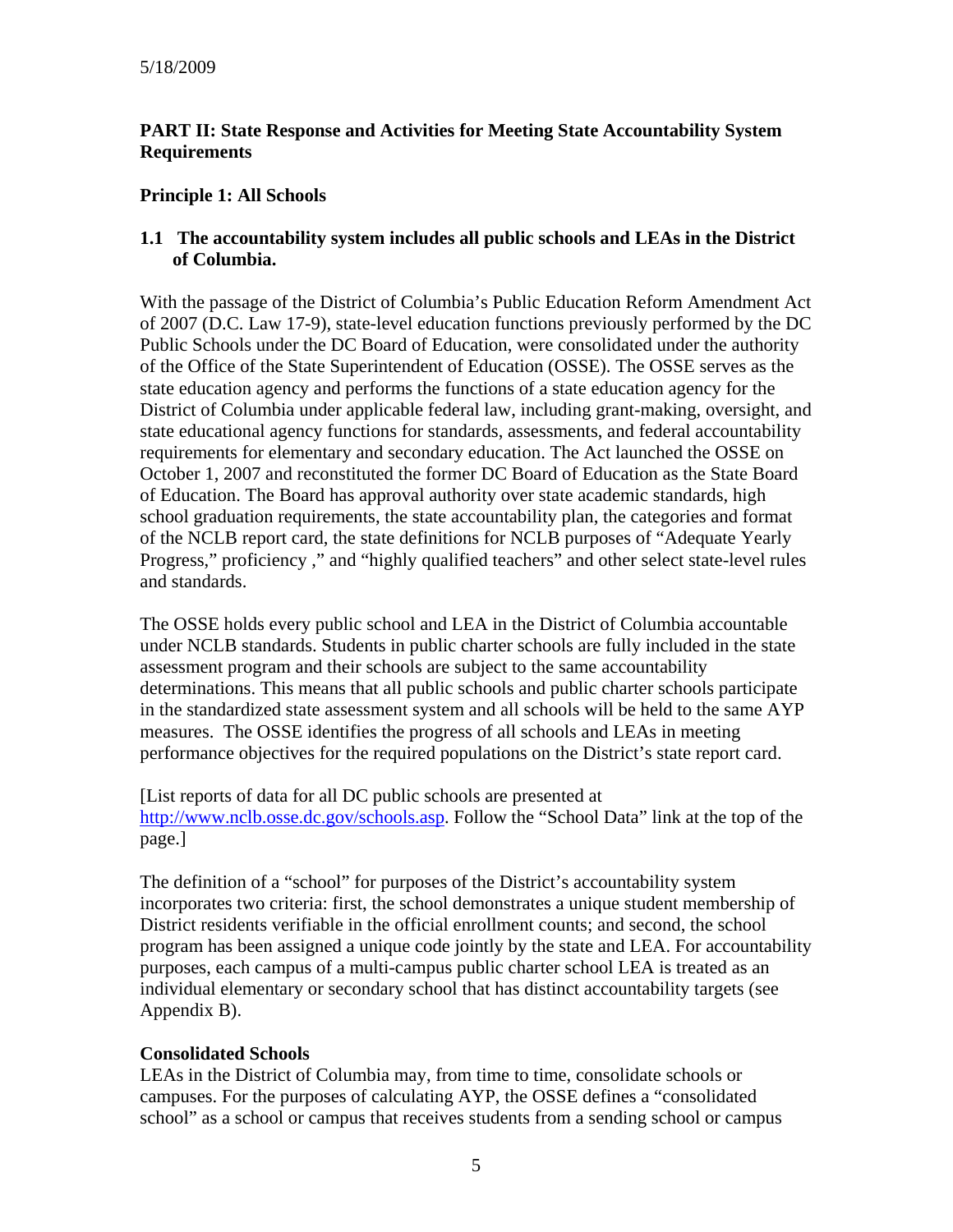5/18/2009

## PART II: State Response and Activities for Meeting State Accountability System Requirements

### Principle 1: All Schools

#### 1.1 The accountability system includes all public schools and LEAs in the District of Columbia.

With the passage of the District of Columbia's Public Education Reform Amendment Act of 2007 (D.C. Law 17-9), state-level education functions previously performed by the DC Public Schools under the DC Board of Education, were consolidated under the authority of the Office of the State Superintendent of Education (OSSE). The OSSE serves as the state education agency and performs the functions of a state education agency for the District of Columbia under applicable federal law, including grant-making, oversight, and state educational agency functions for standards, assessments, and federal accountability requirements for elementary and secondary education. The Act launched the OSSE on October 1, 2007 and reconstituted the former DC Board of Education as the State Board of Education. The Board has approval authority over state academic standards, high school graduation requirements, the state accountability plan, the categories and format of the NCLB report card, the state definitions for NCLB purposes of "Adequate Yearly Progress," proficiency ," and "highly qualified teachers" and other select state-level rules and standards.

The OSSE holds every public school and LEA in the District of Columbia accountable under NCLB standards. Students in public charter schools are fully included in the state assessment program and their schools are subject to the same accountability determinations. This means that all public schools and public charter schools participate in the standardized state assessment system and all schools will be held to the same AYP measures. The OSSE identifies the progress of all schools and LEAs in meeting performance objectives for the required populations on the District's state report card.

[List reports of data for all DC public schools are presented at http://www.nclb.osse.dc.gov/schools.asp. Follow the "School Data" link at the top of the page.]

The definition of a "school" for purposes of the District's accountability system incorporates two criteria: first, the school demonstrates a unique student membership of District residents verifiable in the official enrollment counts; and second, the school program has been assigned a unique code jointly by the state and LEA. For accountability purposes, each campus of a multi-campus public charter school LEA is treated as an individual elementary or secondary school that has distinct accountability targets (see Appendix B).

**Consolidated Schools**
LEAs in the District of Columbia may, from time to time, consolidate schools or campuses. For the purposes of calculating AYP, the OSSE defines a "consolidated school" as a school or campus that receives students from a sending school or campus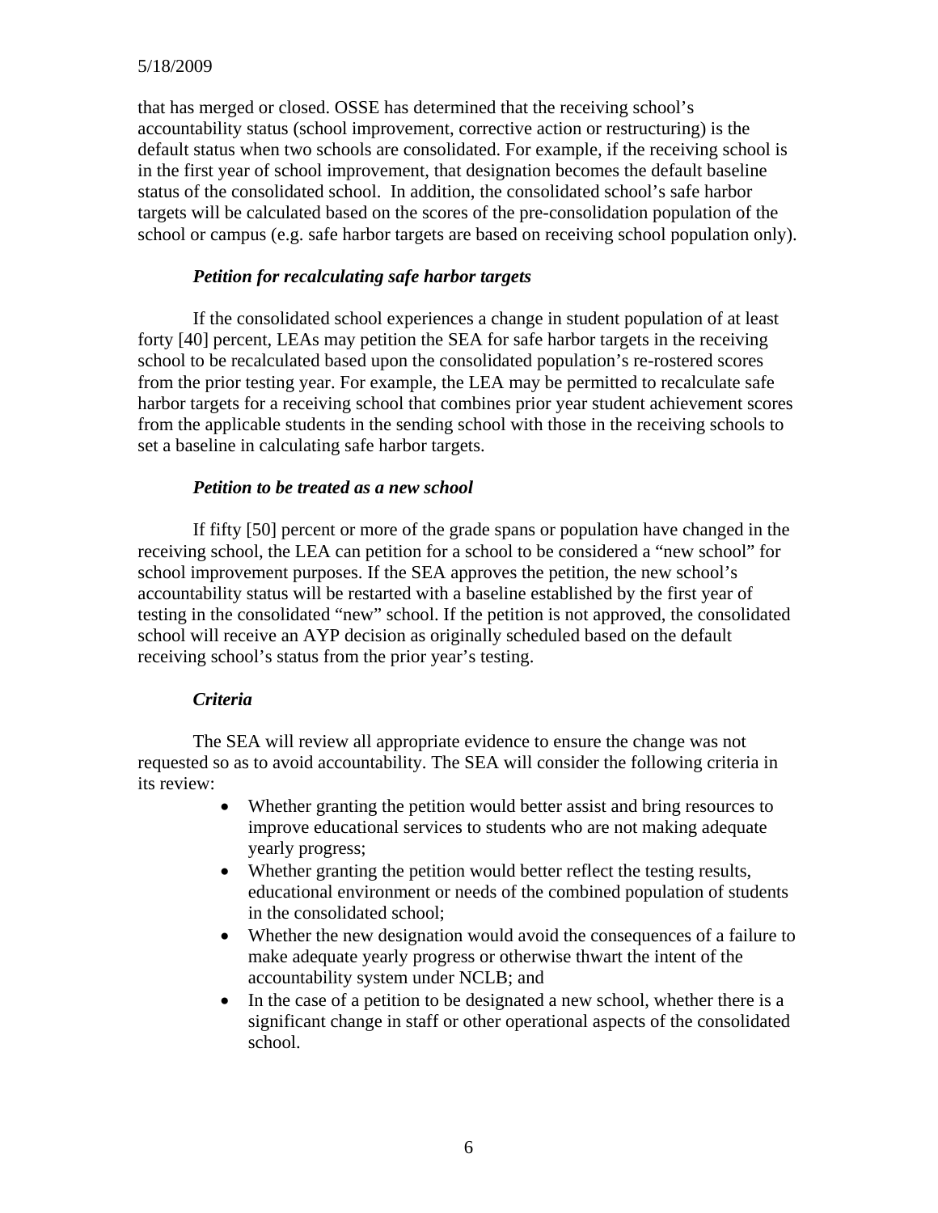that has merged or closed. OSSE has determined that the receiving school's accountability status (school improvement, corrective action or restructuring) is the default status when two schools are consolidated. For example, if the receiving school is in the first year of school improvement, that designation becomes the default baseline status of the consolidated school. In addition, the consolidated school's safe harbor targets will be calculated based on the scores of the pre-consolidation population of the school or campus (e.g. safe harbor targets are based on receiving school population only).

***Petition for recalculating safe harbor targets***

If the consolidated school experiences a change in student population of at least forty [40] percent, LEAs may petition the SEA for safe harbor targets in the receiving school to be recalculated based upon the consolidated population's re-rostered scores from the prior testing year. For example, the LEA may be permitted to recalculate safe harbor targets for a receiving school that combines prior year student achievement scores from the applicable students in the sending school with those in the receiving schools to set a baseline in calculating safe harbor targets.

***Petition to be treated as a new school***

If fifty [50] percent or more of the grade spans or population have changed in the receiving school, the LEA can petition for a school to be considered a "new school" for school improvement purposes. If the SEA approves the petition, the new school's accountability status will be restarted with a baseline established by the first year of testing in the consolidated "new" school. If the petition is not approved, the consolidated school will receive an AYP decision as originally scheduled based on the default receiving school's status from the prior year's testing.

***Criteria***

The SEA will review all appropriate evidence to ensure the change was not requested so as to avoid accountability. The SEA will consider the following criteria in its review:

- Whether granting the petition would better assist and bring resources to improve educational services to students who are not making adequate yearly progress;
- Whether granting the petition would better reflect the testing results, educational environment or needs of the combined population of students in the consolidated school;
- Whether the new designation would avoid the consequences of a failure to make adequate yearly progress or otherwise thwart the intent of the accountability system under NCLB; and
- In the case of a petition to be designated a new school, whether there is a significant change in staff or other operational aspects of the consolidated school.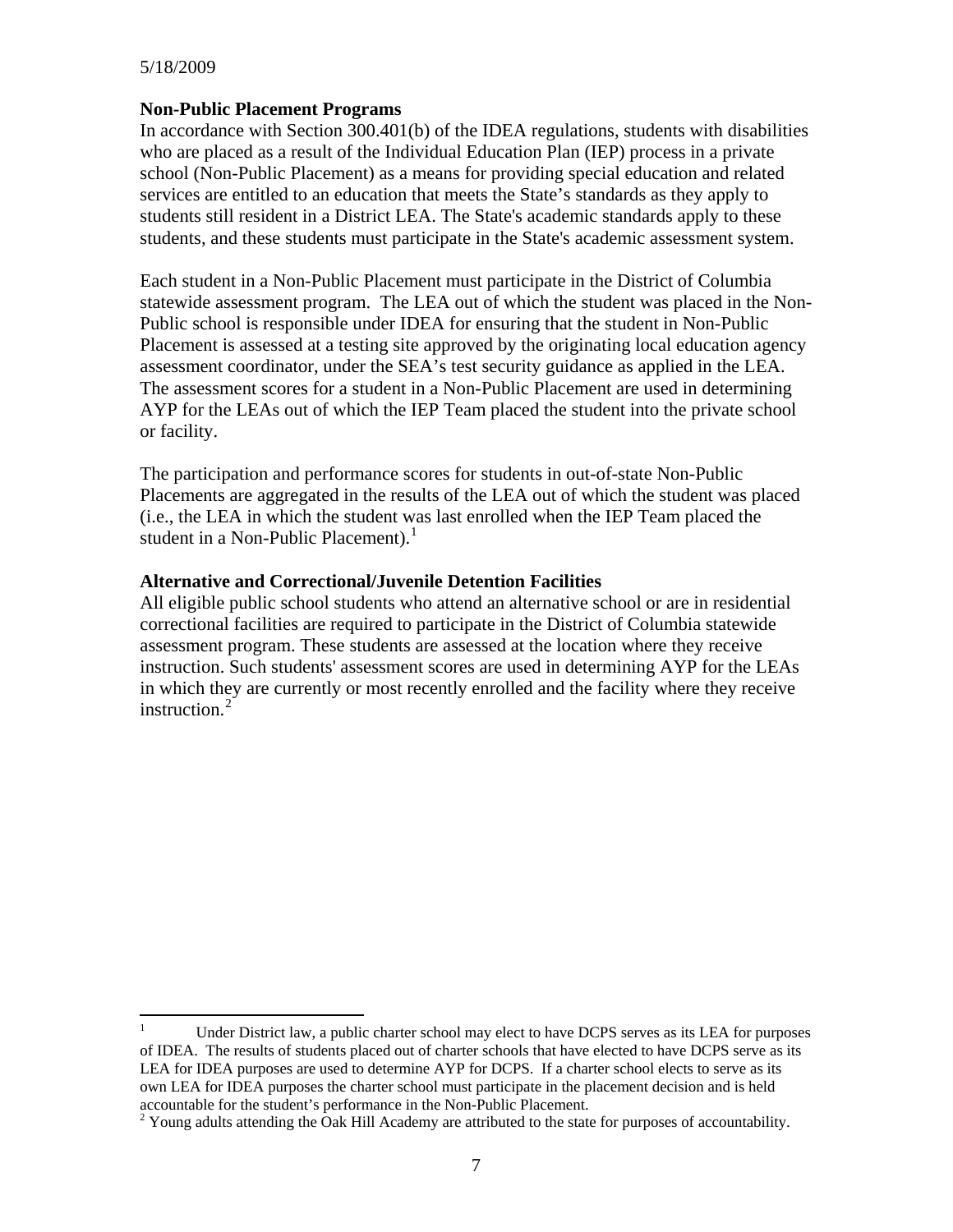5/18/2009

**Non-Public Placement Programs**

In accordance with Section 300.401(b) of the IDEA regulations, students with disabilities who are placed as a result of the Individual Education Plan (IEP) process in a private school (Non-Public Placement) as a means for providing special education and related services are entitled to an education that meets the State's standards as they apply to students still resident in a District LEA. The State's academic standards apply to these students, and these students must participate in the State's academic assessment system.

Each student in a Non-Public Placement must participate in the District of Columbia statewide assessment program. The LEA out of which the student was placed in the Non-Public school is responsible under IDEA for ensuring that the student in Non-Public Placement is assessed at a testing site approved by the originating local education agency assessment coordinator, under the SEA's test security guidance as applied in the LEA. The assessment scores for a student in a Non-Public Placement are used in determining AYP for the LEAs out of which the IEP Team placed the student into the private school or facility.

The participation and performance scores for students in out-of-state Non-Public Placements are aggregated in the results of the LEA out of which the student was placed (i.e., the LEA in which the student was last enrolled when the IEP Team placed the student in a Non-Public Placement).[1]

**Alternative and Correctional/Juvenile Detention Facilities**

All eligible public school students who attend an alternative school or are in residential correctional facilities are required to participate in the District of Columbia statewide assessment program. These students are assessed at the location where they receive instruction. Such students' assessment scores are used in determining AYP for the LEAs in which they are currently or most recently enrolled and the facility where they receive instruction.[2]

---

[1] Under District law, a public charter school may elect to have DCPS serves as its LEA for purposes of IDEA. The results of students placed out of charter schools that have elected to have DCPS serve as its LEA for IDEA purposes are used to determine AYP for DCPS. If a charter school elects to serve as its own LEA for IDEA purposes the charter school must participate in the placement decision and is held accountable for the student's performance in the Non-Public Placement.

[2] Young adults attending the Oak Hill Academy are attributed to the state for purposes of accountability.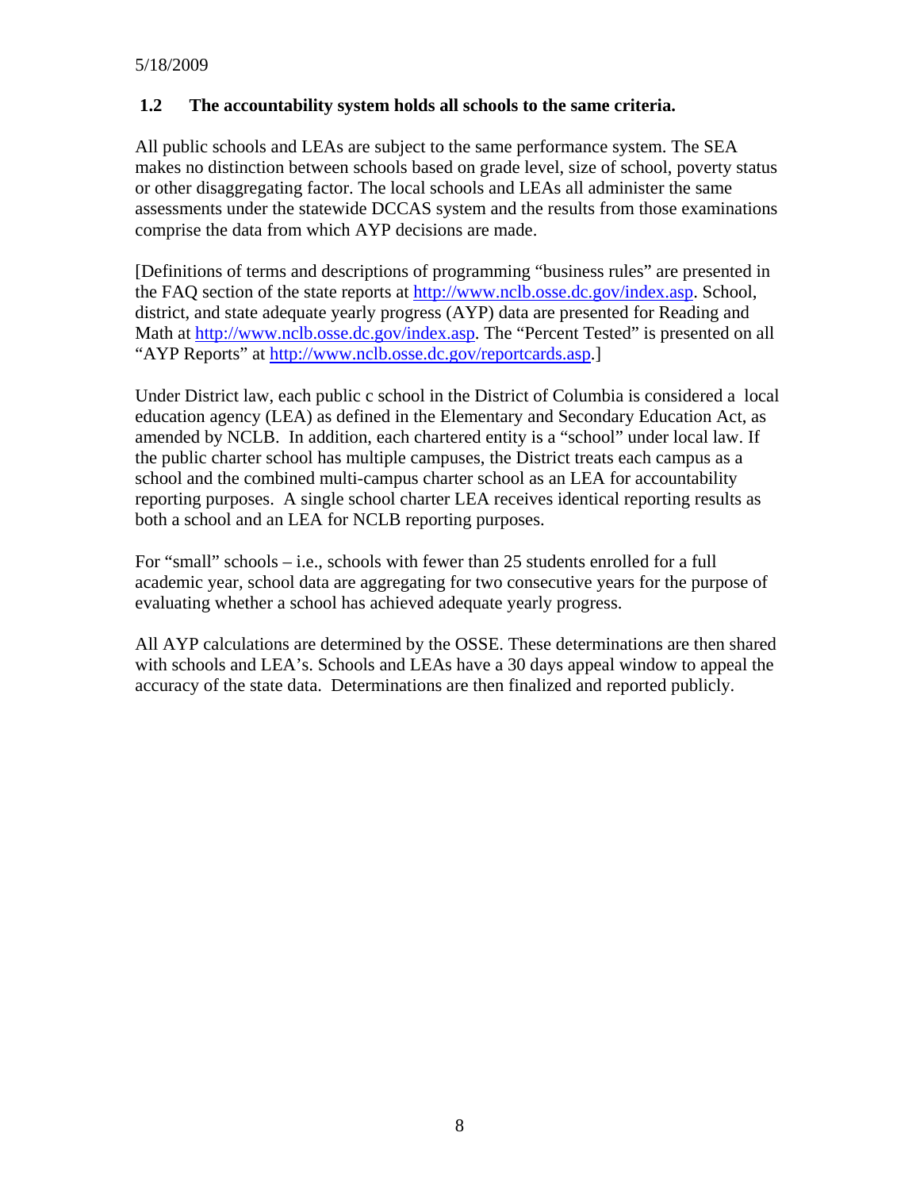5/18/2009

### 1.2 The accountability system holds all schools to the same criteria.

All public schools and LEAs are subject to the same performance system. The SEA makes no distinction between schools based on grade level, size of school, poverty status or other disaggregating factor. The local schools and LEAs all administer the same assessments under the statewide DCCAS system and the results from those examinations comprise the data from which AYP decisions are made.

[Definitions of terms and descriptions of programming "business rules" are presented in the FAQ section of the state reports at http://www.nclb.osse.dc.gov/index.asp. School, district, and state adequate yearly progress (AYP) data are presented for Reading and Math at http://www.nclb.osse.dc.gov/index.asp. The "Percent Tested" is presented on all "AYP Reports" at http://www.nclb.osse.dc.gov/reportcards.asp.]

Under District law, each public c school in the District of Columbia is considered a local education agency (LEA) as defined in the Elementary and Secondary Education Act, as amended by NCLB. In addition, each chartered entity is a "school" under local law. If the public charter school has multiple campuses, the District treats each campus as a school and the combined multi-campus charter school as an LEA for accountability reporting purposes. A single school charter LEA receives identical reporting results as both a school and an LEA for NCLB reporting purposes.

For "small" schools – i.e., schools with fewer than 25 students enrolled for a full academic year, school data are aggregating for two consecutive years for the purpose of evaluating whether a school has achieved adequate yearly progress.

All AYP calculations are determined by the OSSE. These determinations are then shared with schools and LEA's. Schools and LEAs have a 30 days appeal window to appeal the accuracy of the state data. Determinations are then finalized and reported publicly.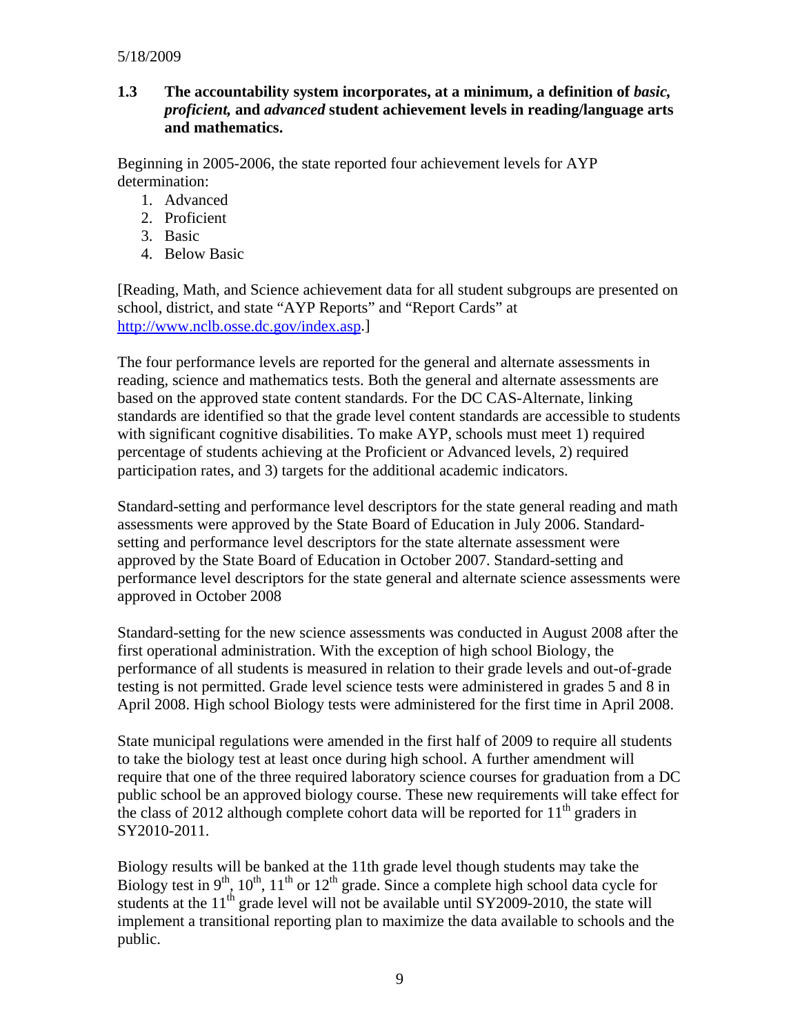### 1.3 The accountability system incorporates, at a minimum, a definition of *basic, proficient,* and *advanced* student achievement levels in reading/language arts and mathematics.

Beginning in 2005-2006, the state reported four achievement levels for AYP determination:

1. Advanced
2. Proficient
3. Basic
4. Below Basic

[Reading, Math, and Science achievement data for all student subgroups are presented on school, district, and state "AYP Reports" and "Report Cards" at http://www.nclb.osse.dc.gov/index.asp.]

The four performance levels are reported for the general and alternate assessments in reading, science and mathematics tests. Both the general and alternate assessments are based on the approved state content standards. For the DC CAS-Alternate, linking standards are identified so that the grade level content standards are accessible to students with significant cognitive disabilities. To make AYP, schools must meet 1) required percentage of students achieving at the Proficient or Advanced levels, 2) required participation rates, and 3) targets for the additional academic indicators.

Standard-setting and performance level descriptors for the state general reading and math assessments were approved by the State Board of Education in July 2006. Standard-setting and performance level descriptors for the state alternate assessment were approved by the State Board of Education in October 2007. Standard-setting and performance level descriptors for the state general and alternate science assessments were approved in October 2008

Standard-setting for the new science assessments was conducted in August 2008 after the first operational administration. With the exception of high school Biology, the performance of all students is measured in relation to their grade levels and out-of-grade testing is not permitted. Grade level science tests were administered in grades 5 and 8 in April 2008. High school Biology tests were administered for the first time in April 2008.

State municipal regulations were amended in the first half of 2009 to require all students to take the biology test at least once during high school. A further amendment will require that one of the three required laboratory science courses for graduation from a DC public school be an approved biology course. These new requirements will take effect for the class of 2012 although complete cohort data will be reported for 11th graders in SY2010-2011.

Biology results will be banked at the 11th grade level though students may take the Biology test in 9th, 10th, 11th or 12th grade. Since a complete high school data cycle for students at the 11th grade level will not be available until SY2009-2010, the state will implement a transitional reporting plan to maximize the data available to schools and the public.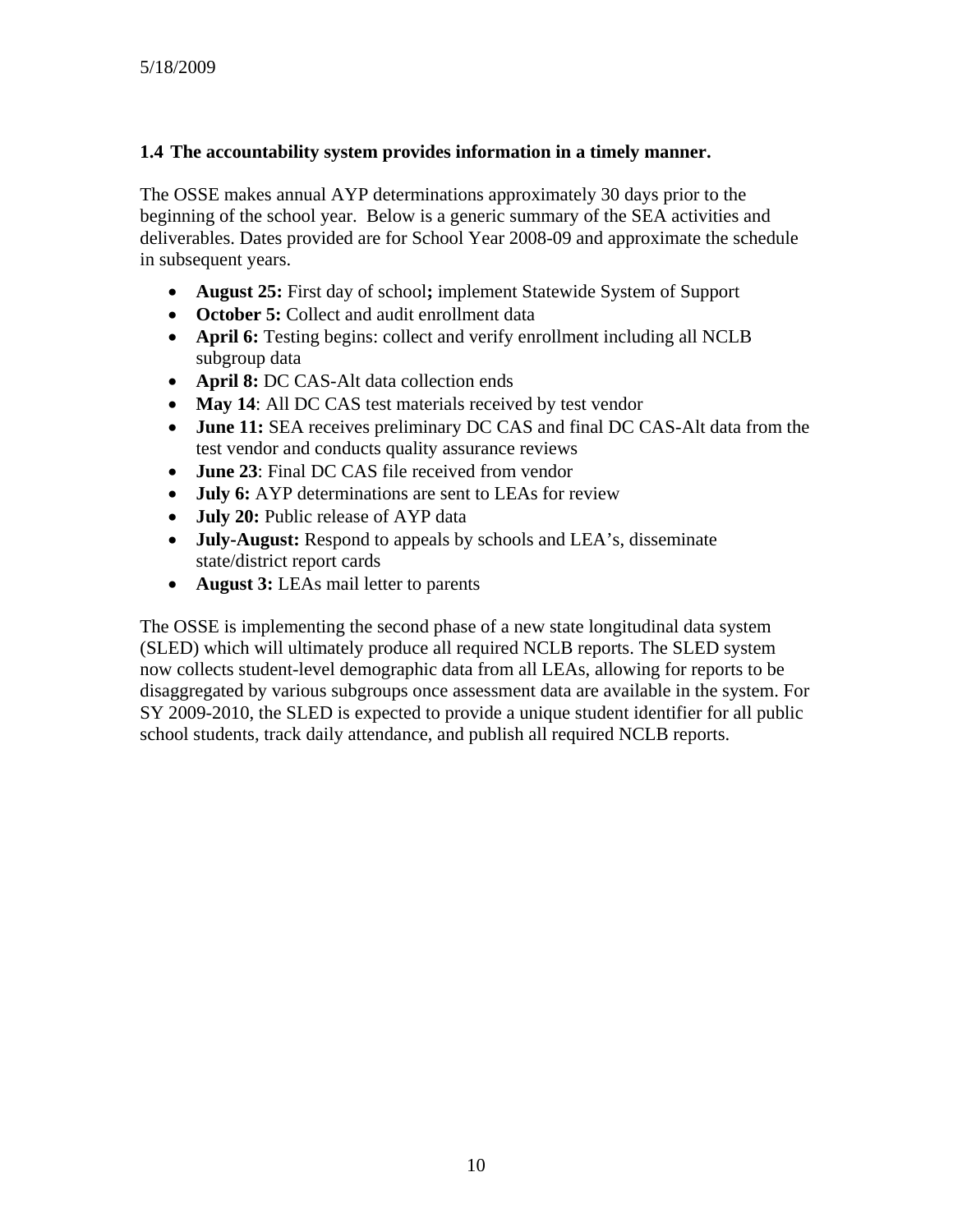### 1.4 The accountability system provides information in a timely manner.

The OSSE makes annual AYP determinations approximately 30 days prior to the beginning of the school year. Below is a generic summary of the SEA activities and deliverables. Dates provided are for School Year 2008-09 and approximate the schedule in subsequent years.

- **August 25:** First day of school**;** implement Statewide System of Support
- **October 5:** Collect and audit enrollment data
- **April 6:** Testing begins: collect and verify enrollment including all NCLB subgroup data
- **April 8:** DC CAS-Alt data collection ends
- **May 14**: All DC CAS test materials received by test vendor
- **June 11:** SEA receives preliminary DC CAS and final DC CAS-Alt data from the test vendor and conducts quality assurance reviews
- **June 23**: Final DC CAS file received from vendor
- **July 6:** AYP determinations are sent to LEAs for review
- **July 20:** Public release of AYP data
- **July-August:** Respond to appeals by schools and LEA's, disseminate state/district report cards
- **August 3:** LEAs mail letter to parents

The OSSE is implementing the second phase of a new state longitudinal data system (SLED) which will ultimately produce all required NCLB reports. The SLED system now collects student-level demographic data from all LEAs, allowing for reports to be disaggregated by various subgroups once assessment data are available in the system. For SY 2009-2010, the SLED is expected to provide a unique student identifier for all public school students, track daily attendance, and publish all required NCLB reports.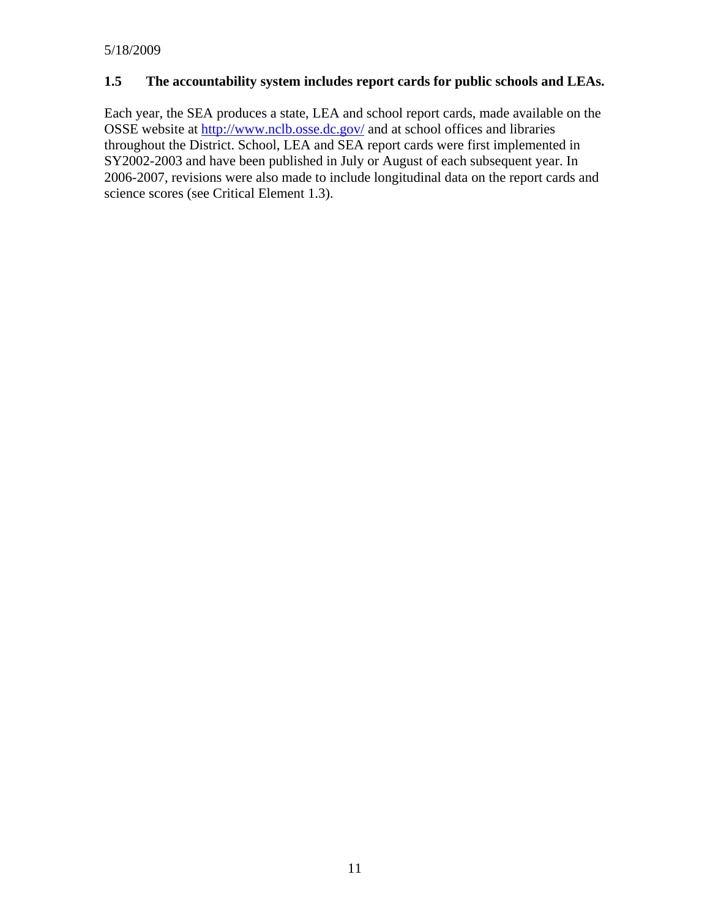### 1.5 The accountability system includes report cards for public schools and LEAs.

Each year, the SEA produces a state, LEA and school report cards, made available on the OSSE website at http://www.nclb.osse.dc.gov/ and at school offices and libraries throughout the District. School, LEA and SEA report cards were first implemented in SY2002-2003 and have been published in July or August of each subsequent year. In 2006-2007, revisions were also made to include longitudinal data on the report cards and science scores (see Critical Element 1.3).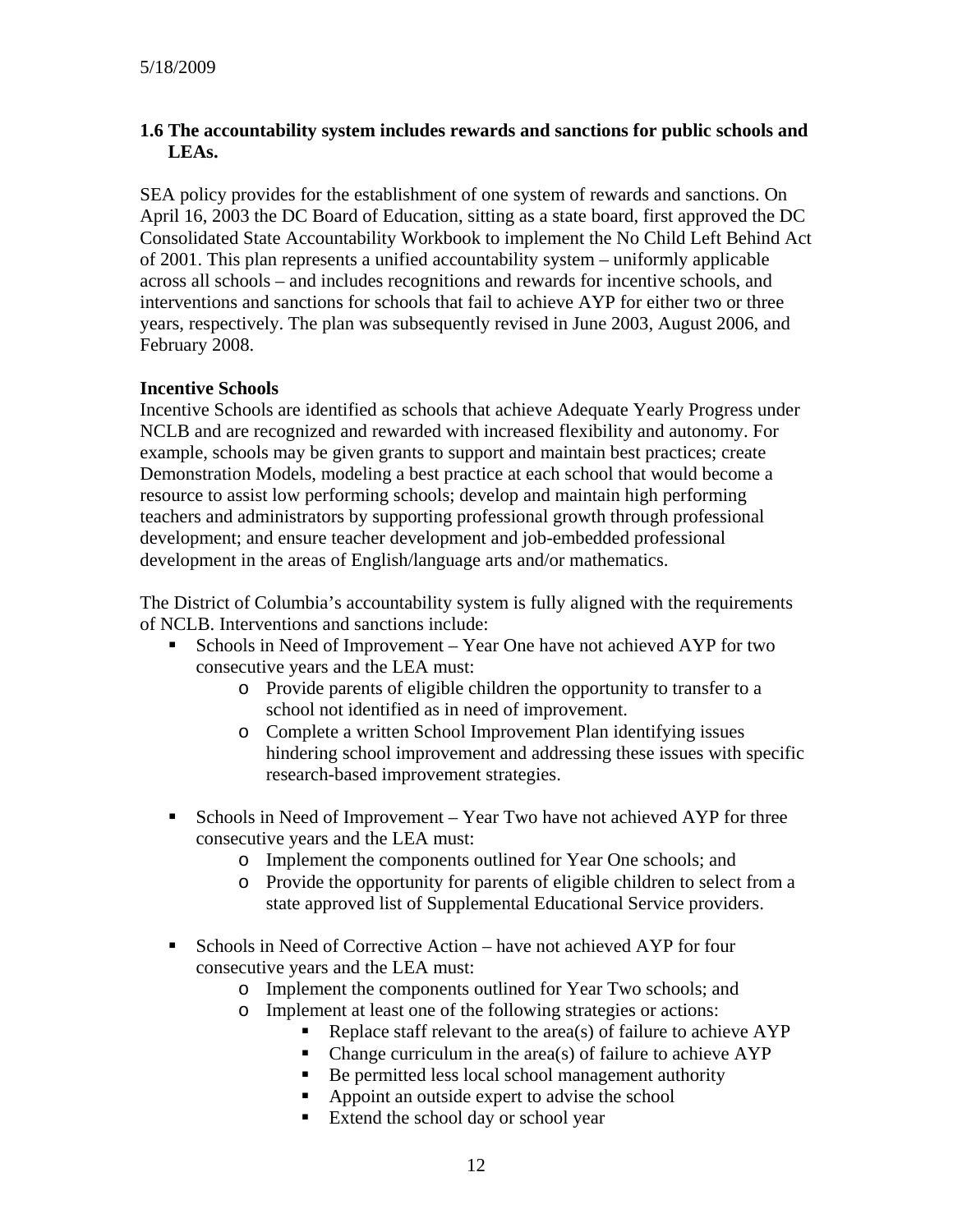### 1.6 The accountability system includes rewards and sanctions for public schools and LEAs.

SEA policy provides for the establishment of one system of rewards and sanctions. On April 16, 2003 the DC Board of Education, sitting as a state board, first approved the DC Consolidated State Accountability Workbook to implement the No Child Left Behind Act of 2001. This plan represents a unified accountability system – uniformly applicable across all schools – and includes recognitions and rewards for incentive schools, and interventions and sanctions for schools that fail to achieve AYP for either two or three years, respectively. The plan was subsequently revised in June 2003, August 2006, and February 2008.

**Incentive Schools**
Incentive Schools are identified as schools that achieve Adequate Yearly Progress under NCLB and are recognized and rewarded with increased flexibility and autonomy. For example, schools may be given grants to support and maintain best practices; create Demonstration Models, modeling a best practice at each school that would become a resource to assist low performing schools; develop and maintain high performing teachers and administrators by supporting professional growth through professional development; and ensure teacher development and job-embedded professional development in the areas of English/language arts and/or mathematics.

The District of Columbia's accountability system is fully aligned with the requirements of NCLB. Interventions and sanctions include:

- Schools in Need of Improvement – Year One have not achieved AYP for two consecutive years and the LEA must:
    - Provide parents of eligible children the opportunity to transfer to a school not identified as in need of improvement.
    - Complete a written School Improvement Plan identifying issues hindering school improvement and addressing these issues with specific research-based improvement strategies.

- Schools in Need of Improvement – Year Two have not achieved AYP for three consecutive years and the LEA must:
    - Implement the components outlined for Year One schools; and
    - Provide the opportunity for parents of eligible children to select from a state approved list of Supplemental Educational Service providers.

- Schools in Need of Corrective Action – have not achieved AYP for four consecutive years and the LEA must:
    - Implement the components outlined for Year Two schools; and
    - Implement at least one of the following strategies or actions:
        - Replace staff relevant to the area(s) of failure to achieve AYP
        - Change curriculum in the area(s) of failure to achieve AYP
        - Be permitted less local school management authority
        - Appoint an outside expert to advise the school
        - Extend the school day or school year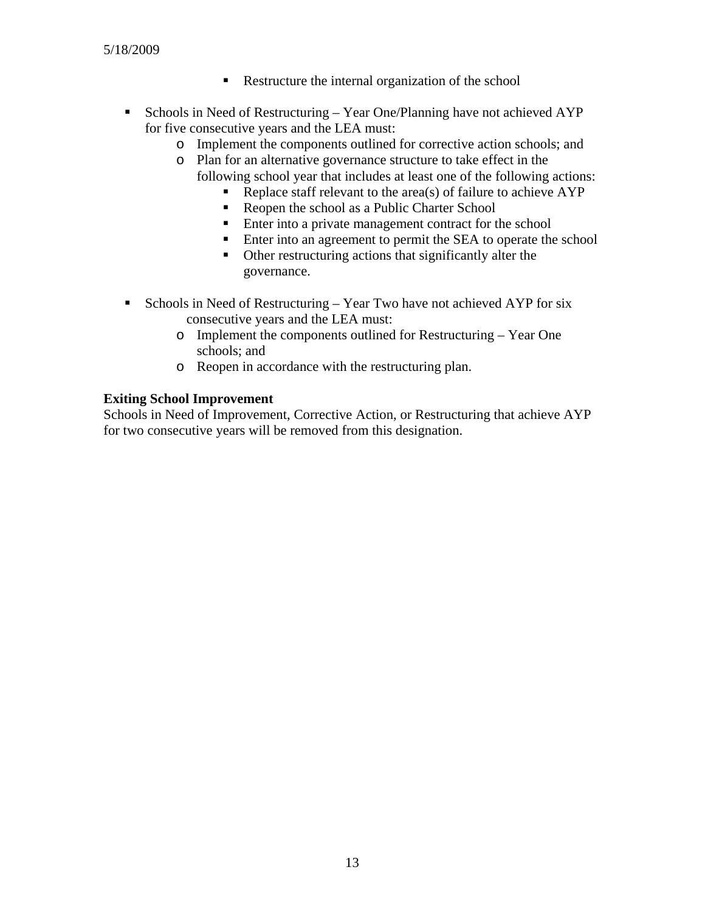- Restructure the internal organization of the school

- Schools in Need of Restructuring – Year One/Planning have not achieved AYP for five consecutive years and the LEA must:
    - Implement the components outlined for corrective action schools; and
    - Plan for an alternative governance structure to take effect in the following school year that includes at least one of the following actions:
        - Replace staff relevant to the area(s) of failure to achieve AYP
        - Reopen the school as a Public Charter School
        - Enter into a private management contract for the school
        - Enter into an agreement to permit the SEA to operate the school
        - Other restructuring actions that significantly alter the governance.

- Schools in Need of Restructuring – Year Two have not achieved AYP for six consecutive years and the LEA must:
    - Implement the components outlined for Restructuring – Year One schools; and
    - Reopen in accordance with the restructuring plan.

**Exiting School Improvement**

Schools in Need of Improvement, Corrective Action, or Restructuring that achieve AYP for two consecutive years will be removed from this designation.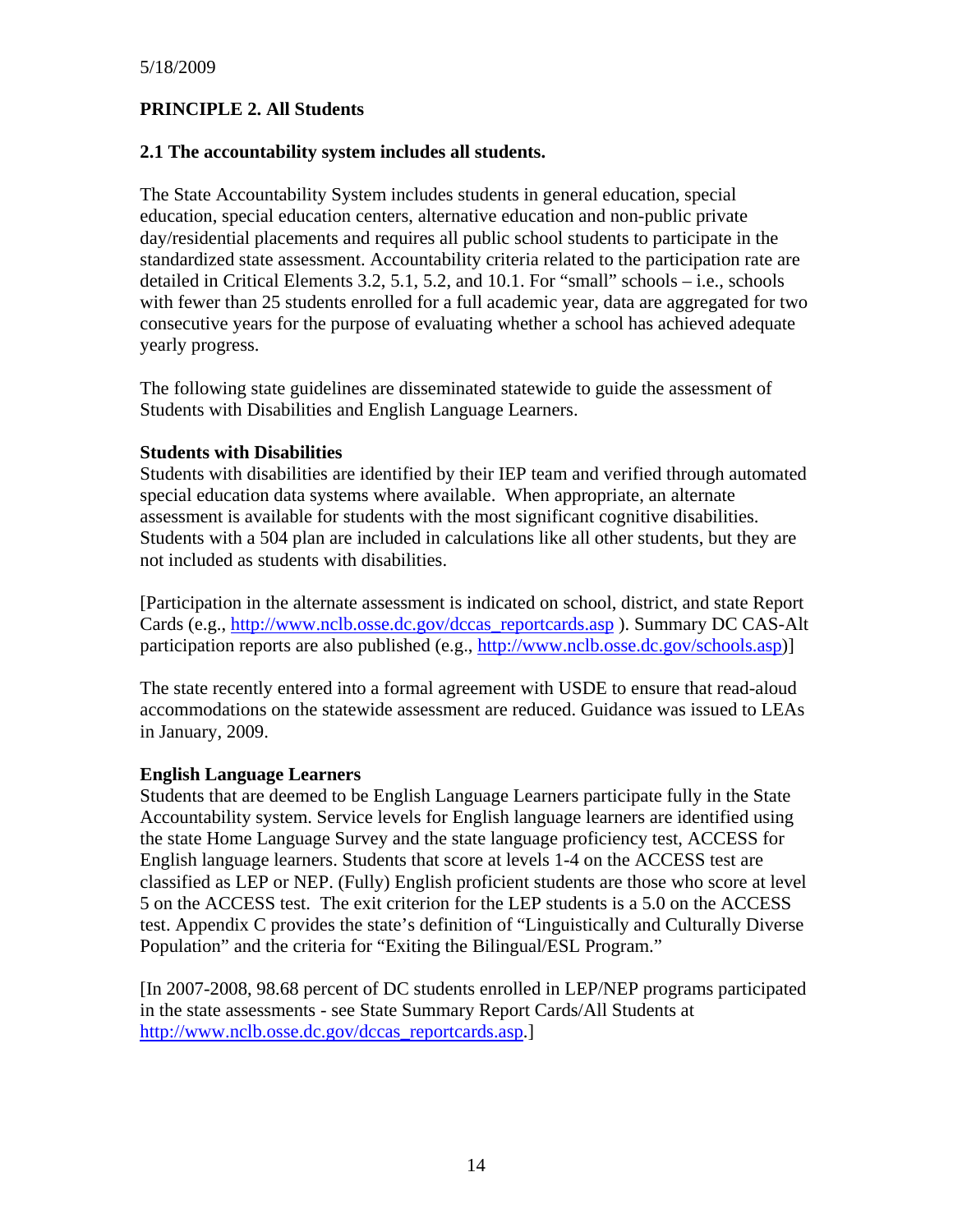5/18/2009

## PRINCIPLE 2. All Students

### 2.1 The accountability system includes all students.

The State Accountability System includes students in general education, special education, special education centers, alternative education and non-public private day/residential placements and requires all public school students to participate in the standardized state assessment. Accountability criteria related to the participation rate are detailed in Critical Elements 3.2, 5.1, 5.2, and 10.1. For "small" schools – i.e., schools with fewer than 25 students enrolled for a full academic year, data are aggregated for two consecutive years for the purpose of evaluating whether a school has achieved adequate yearly progress.

The following state guidelines are disseminated statewide to guide the assessment of Students with Disabilities and English Language Learners.

**Students with Disabilities**
Students with disabilities are identified by their IEP team and verified through automated special education data systems where available. When appropriate, an alternate assessment is available for students with the most significant cognitive disabilities. Students with a 504 plan are included in calculations like all other students, but they are not included as students with disabilities.

[Participation in the alternate assessment is indicated on school, district, and state Report Cards (e.g., http://www.nclb.osse.dc.gov/dccas_reportcards.asp ). Summary DC CAS-Alt participation reports are also published (e.g., http://www.nclb.osse.dc.gov/schools.asp)]

The state recently entered into a formal agreement with USDE to ensure that read-aloud accommodations on the statewide assessment are reduced. Guidance was issued to LEAs in January, 2009.

**English Language Learners**
Students that are deemed to be English Language Learners participate fully in the State Accountability system. Service levels for English language learners are identified using the state Home Language Survey and the state language proficiency test, ACCESS for English language learners. Students that score at levels 1-4 on the ACCESS test are classified as LEP or NEP. (Fully) English proficient students are those who score at level 5 on the ACCESS test. The exit criterion for the LEP students is a 5.0 on the ACCESS test. Appendix C provides the state's definition of "Linguistically and Culturally Diverse Population" and the criteria for "Exiting the Bilingual/ESL Program."

[In 2007-2008, 98.68 percent of DC students enrolled in LEP/NEP programs participated in the state assessments - see State Summary Report Cards/All Students at http://www.nclb.osse.dc.gov/dccas_reportcards.asp.]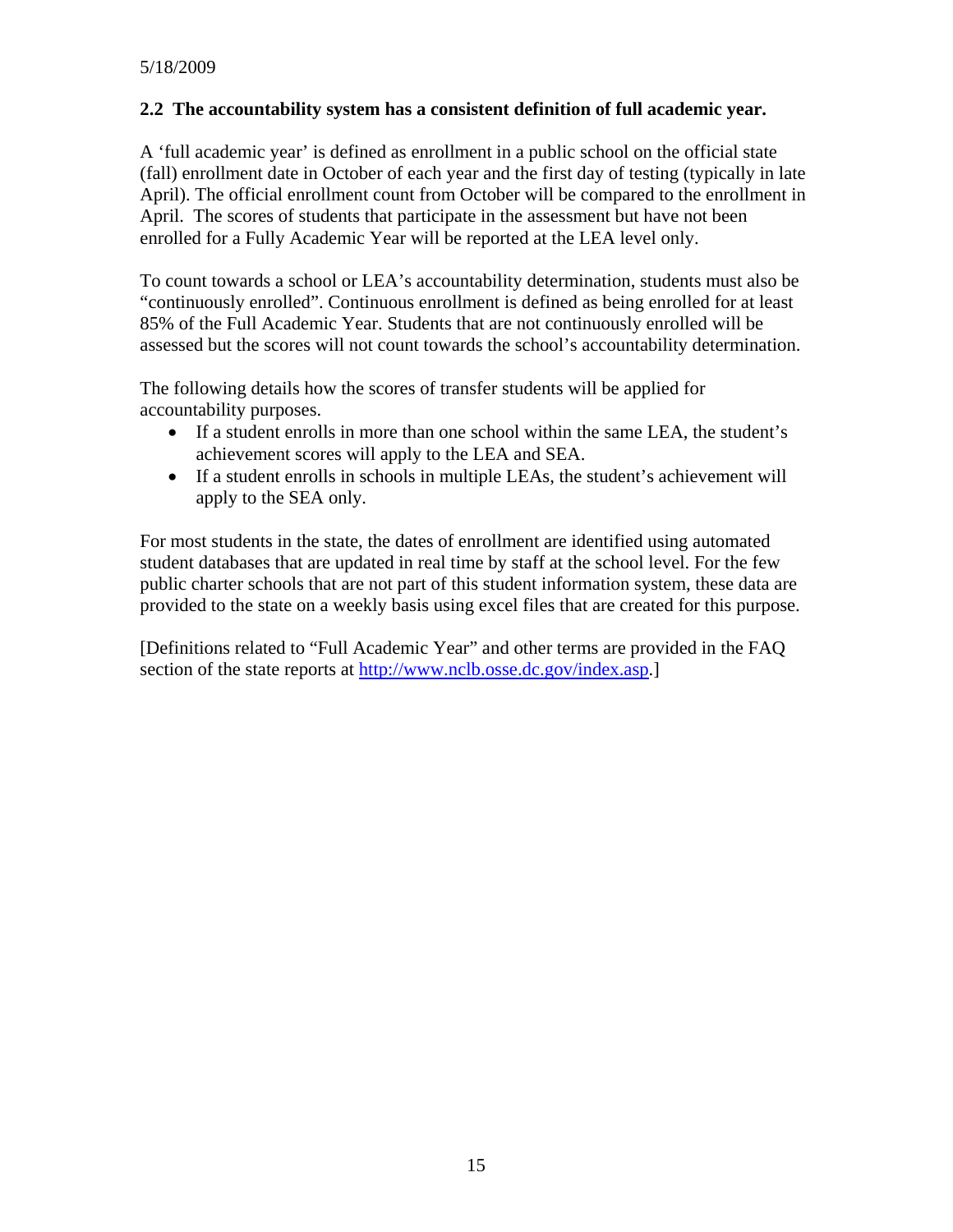## 2.2 The accountability system has a consistent definition of full academic year.

A 'full academic year' is defined as enrollment in a public school on the official state (fall) enrollment date in October of each year and the first day of testing (typically in late April). The official enrollment count from October will be compared to the enrollment in April. The scores of students that participate in the assessment but have not been enrolled for a Fully Academic Year will be reported at the LEA level only.

To count towards a school or LEA's accountability determination, students must also be "continuously enrolled". Continuous enrollment is defined as being enrolled for at least 85% of the Full Academic Year. Students that are not continuously enrolled will be assessed but the scores will not count towards the school's accountability determination.

The following details how the scores of transfer students will be applied for accountability purposes.

- If a student enrolls in more than one school within the same LEA, the student's achievement scores will apply to the LEA and SEA.
- If a student enrolls in schools in multiple LEAs, the student's achievement will apply to the SEA only.

For most students in the state, the dates of enrollment are identified using automated student databases that are updated in real time by staff at the school level. For the few public charter schools that are not part of this student information system, these data are provided to the state on a weekly basis using excel files that are created for this purpose.

[Definitions related to "Full Academic Year" and other terms are provided in the FAQ section of the state reports at http://www.nclb.osse.dc.gov/index.asp.]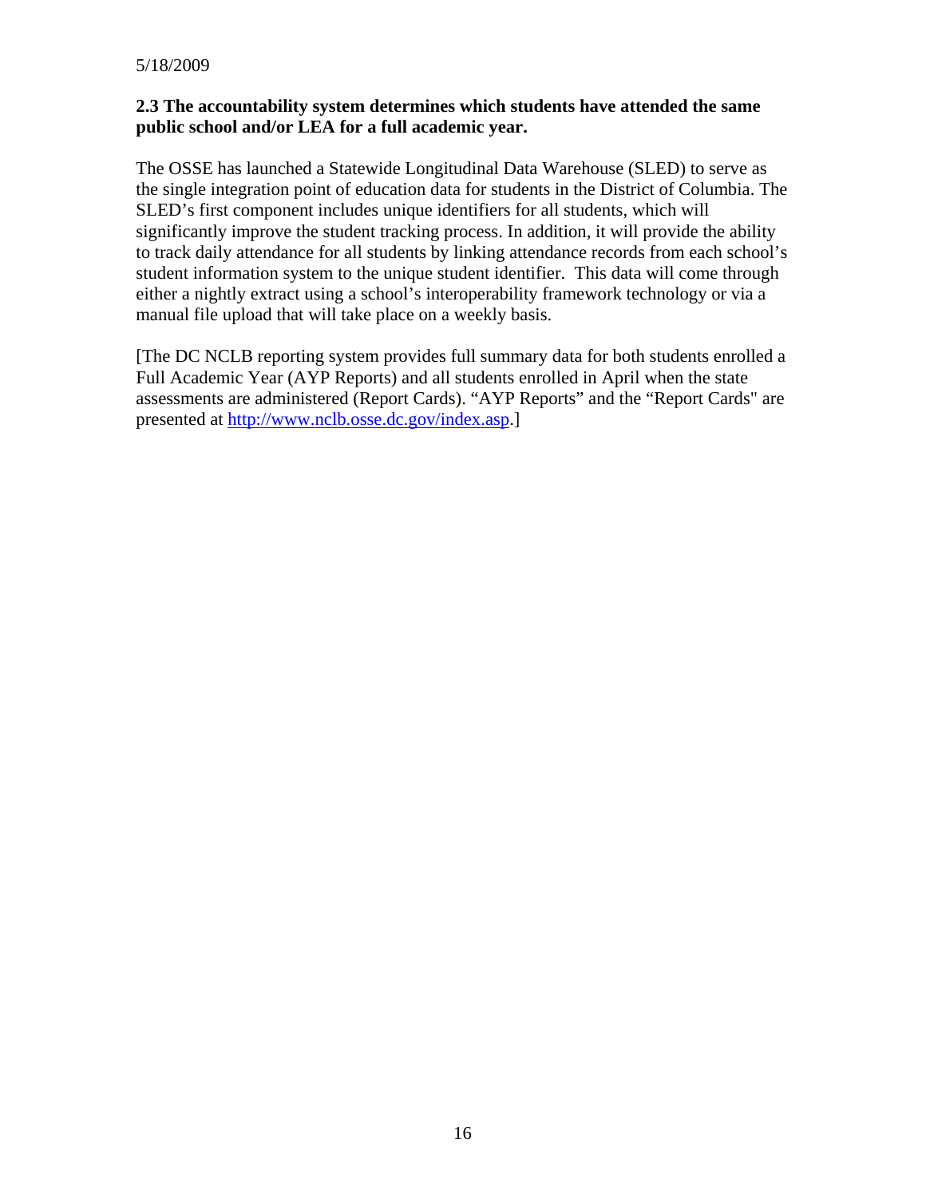**2.3 The accountability system determines which students have attended the same public school and/or LEA for a full academic year.**

The OSSE has launched a Statewide Longitudinal Data Warehouse (SLED) to serve as the single integration point of education data for students in the District of Columbia. The SLED's first component includes unique identifiers for all students, which will significantly improve the student tracking process. In addition, it will provide the ability to track daily attendance for all students by linking attendance records from each school's student information system to the unique student identifier. This data will come through either a nightly extract using a school's interoperability framework technology or via a manual file upload that will take place on a weekly basis.

[The DC NCLB reporting system provides full summary data for both students enrolled a Full Academic Year (AYP Reports) and all students enrolled in April when the state assessments are administered (Report Cards). "AYP Reports" and the "Report Cards" are presented at http://www.nclb.osse.dc.gov/index.asp.]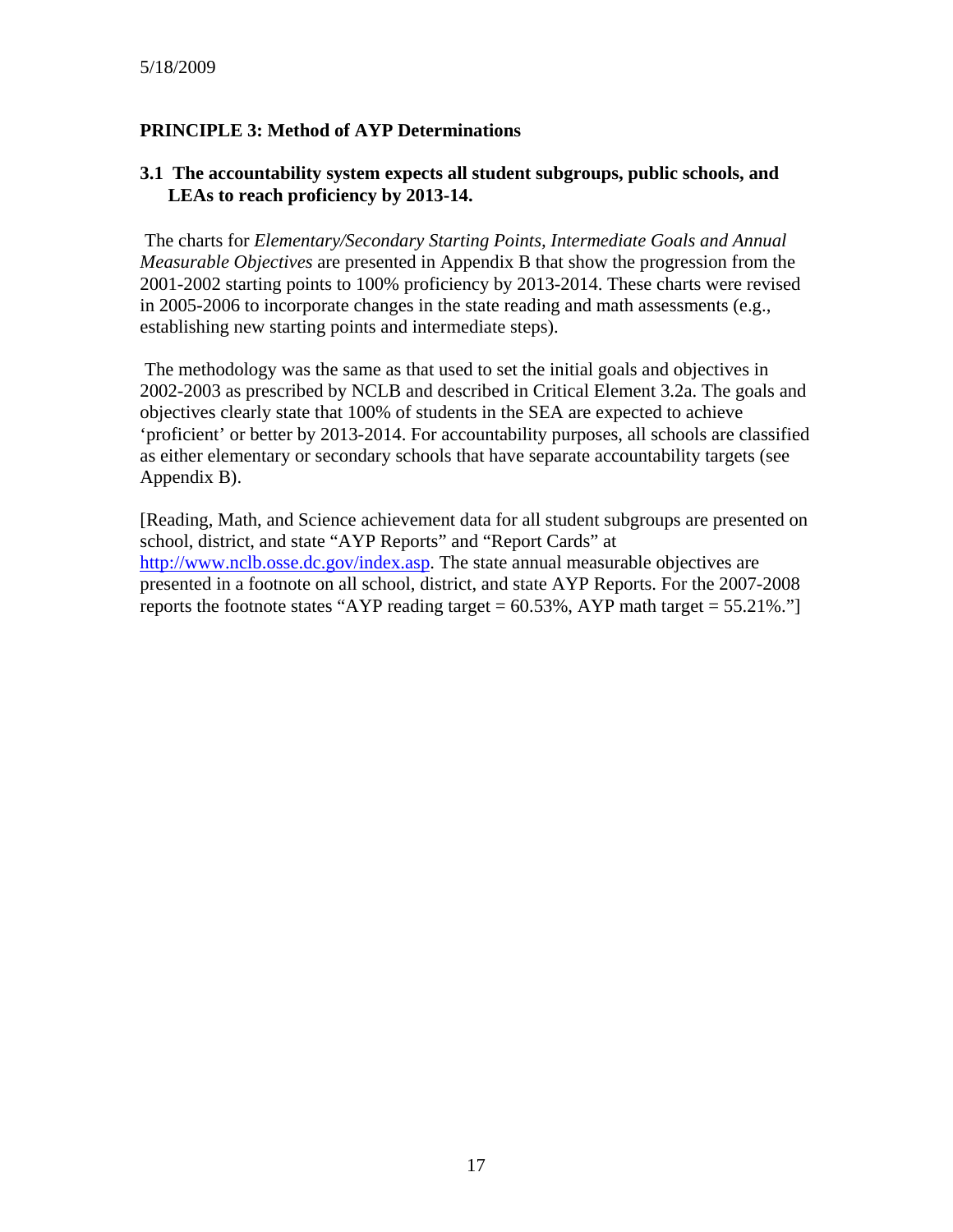5/18/2009

## PRINCIPLE 3: Method of AYP Determinations

### 3.1 The accountability system expects all student subgroups, public schools, and LEAs to reach proficiency by 2013-14.

The charts for *Elementary/Secondary Starting Points, Intermediate Goals and Annual Measurable Objectives* are presented in Appendix B that show the progression from the 2001-2002 starting points to 100% proficiency by 2013-2014. These charts were revised in 2005-2006 to incorporate changes in the state reading and math assessments (e.g., establishing new starting points and intermediate steps).

The methodology was the same as that used to set the initial goals and objectives in 2002-2003 as prescribed by NCLB and described in Critical Element 3.2a. The goals and objectives clearly state that 100% of students in the SEA are expected to achieve 'proficient' or better by 2013-2014. For accountability purposes, all schools are classified as either elementary or secondary schools that have separate accountability targets (see Appendix B).

[Reading, Math, and Science achievement data for all student subgroups are presented on school, district, and state "AYP Reports" and "Report Cards" at http://www.nclb.osse.dc.gov/index.asp. The state annual measurable objectives are presented in a footnote on all school, district, and state AYP Reports. For the 2007-2008 reports the footnote states "AYP reading target = 60.53%, AYP math target = 55.21%."]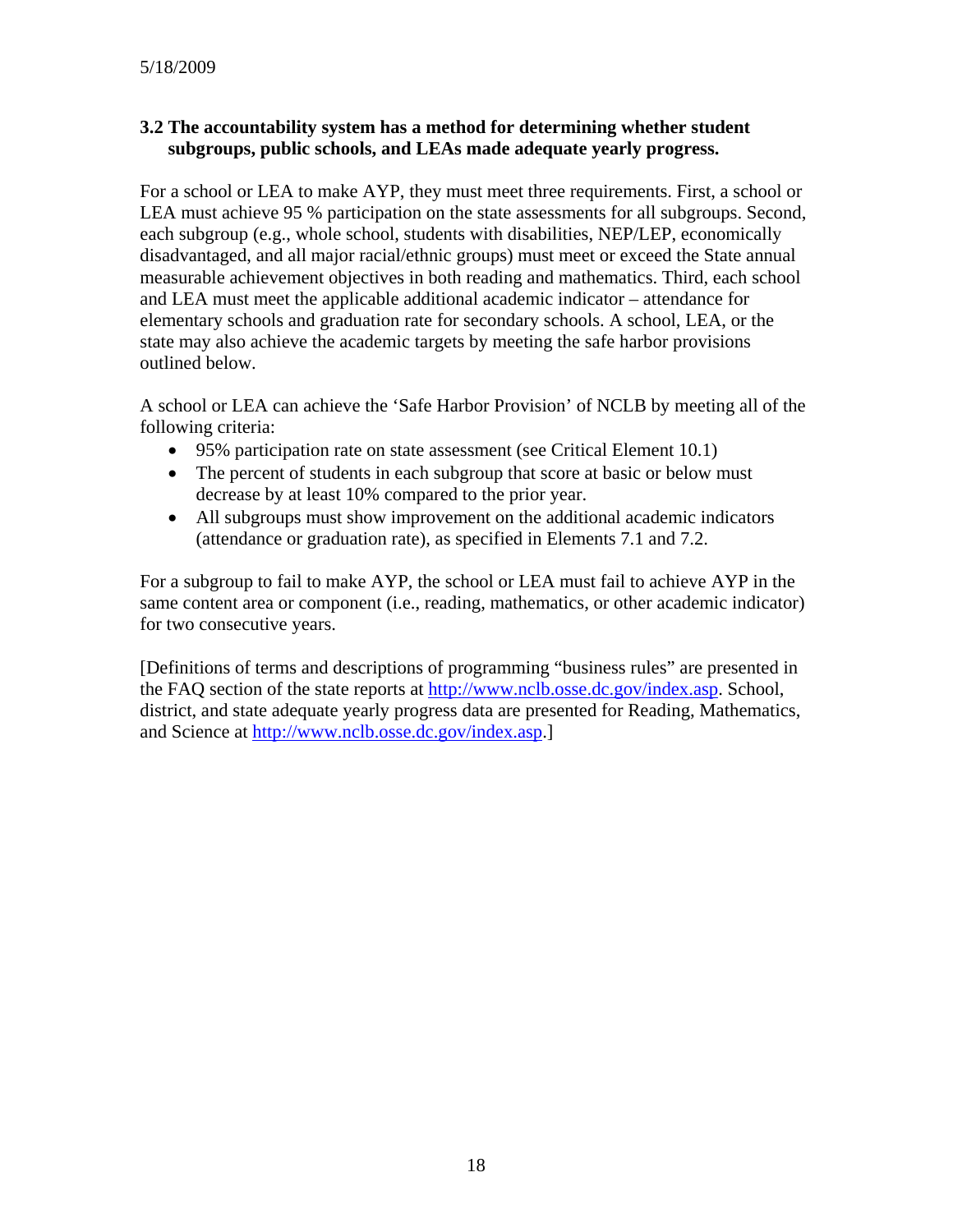### 3.2 The accountability system has a method for determining whether student subgroups, public schools, and LEAs made adequate yearly progress.

For a school or LEA to make AYP, they must meet three requirements. First, a school or LEA must achieve 95 % participation on the state assessments for all subgroups. Second, each subgroup (e.g., whole school, students with disabilities, NEP/LEP, economically disadvantaged, and all major racial/ethnic groups) must meet or exceed the State annual measurable achievement objectives in both reading and mathematics. Third, each school and LEA must meet the applicable additional academic indicator – attendance for elementary schools and graduation rate for secondary schools. A school, LEA, or the state may also achieve the academic targets by meeting the safe harbor provisions outlined below.

A school or LEA can achieve the 'Safe Harbor Provision' of NCLB by meeting all of the following criteria:

- 95% participation rate on state assessment (see Critical Element 10.1)
- The percent of students in each subgroup that score at basic or below must decrease by at least 10% compared to the prior year.
- All subgroups must show improvement on the additional academic indicators (attendance or graduation rate), as specified in Elements 7.1 and 7.2.

For a subgroup to fail to make AYP, the school or LEA must fail to achieve AYP in the same content area or component (i.e., reading, mathematics, or other academic indicator) for two consecutive years.

[Definitions of terms and descriptions of programming "business rules" are presented in the FAQ section of the state reports at http://www.nclb.osse.dc.gov/index.asp. School, district, and state adequate yearly progress data are presented for Reading, Mathematics, and Science at http://www.nclb.osse.dc.gov/index.asp.]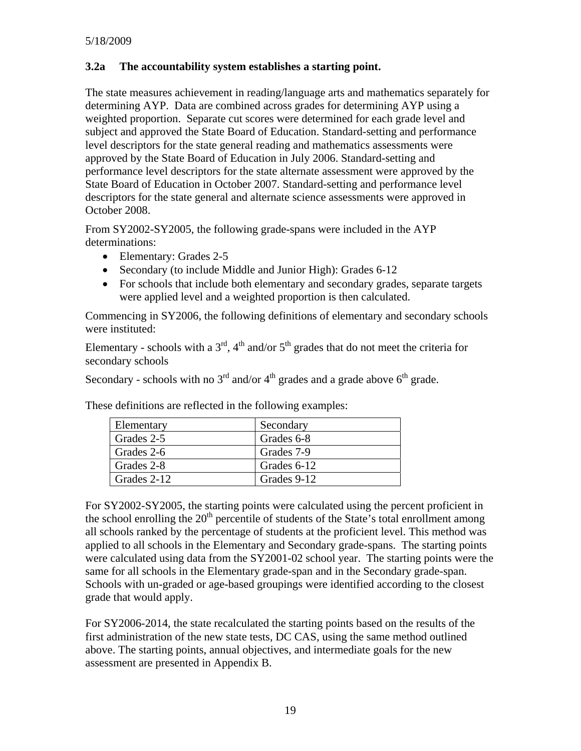5/18/2009

### 3.2a The accountability system establishes a starting point.

The state measures achievement in reading/language arts and mathematics separately for determining AYP. Data are combined across grades for determining AYP using a weighted proportion. Separate cut scores were determined for each grade level and subject and approved the State Board of Education. Standard-setting and performance level descriptors for the state general reading and mathematics assessments were approved by the State Board of Education in July 2006. Standard-setting and performance level descriptors for the state alternate assessment were approved by the State Board of Education in October 2007. Standard-setting and performance level descriptors for the state general and alternate science assessments were approved in October 2008.

From SY2002-SY2005, the following grade-spans were included in the AYP determinations:

- Elementary: Grades 2-5
- Secondary (to include Middle and Junior High): Grades 6-12
- For schools that include both elementary and secondary grades, separate targets were applied level and a weighted proportion is then calculated.

Commencing in SY2006, the following definitions of elementary and secondary schools were instituted:

Elementary - schools with a 3rd, 4th and/or 5th grades that do not meet the criteria for secondary schools

Secondary - schools with no 3rd and/or 4th grades and a grade above 6th grade.

These definitions are reflected in the following examples:

| Elementary | Secondary |
|---|---|
| Grades 2-5 | Grades 6-8 |
| Grades 2-6 | Grades 7-9 |
| Grades 2-8 | Grades 6-12 |
| Grades 2-12 | Grades 9-12 |

For SY2002-SY2005, the starting points were calculated using the percent proficient in the school enrolling the 20th percentile of students of the State's total enrollment among all schools ranked by the percentage of students at the proficient level. This method was applied to all schools in the Elementary and Secondary grade-spans. The starting points were calculated using data from the SY2001-02 school year. The starting points were the same for all schools in the Elementary grade-span and in the Secondary grade-span. Schools with un-graded or age-based groupings were identified according to the closest grade that would apply.

For SY2006-2014, the state recalculated the starting points based on the results of the first administration of the new state tests, DC CAS, using the same method outlined above. The starting points, annual objectives, and intermediate goals for the new assessment are presented in Appendix B.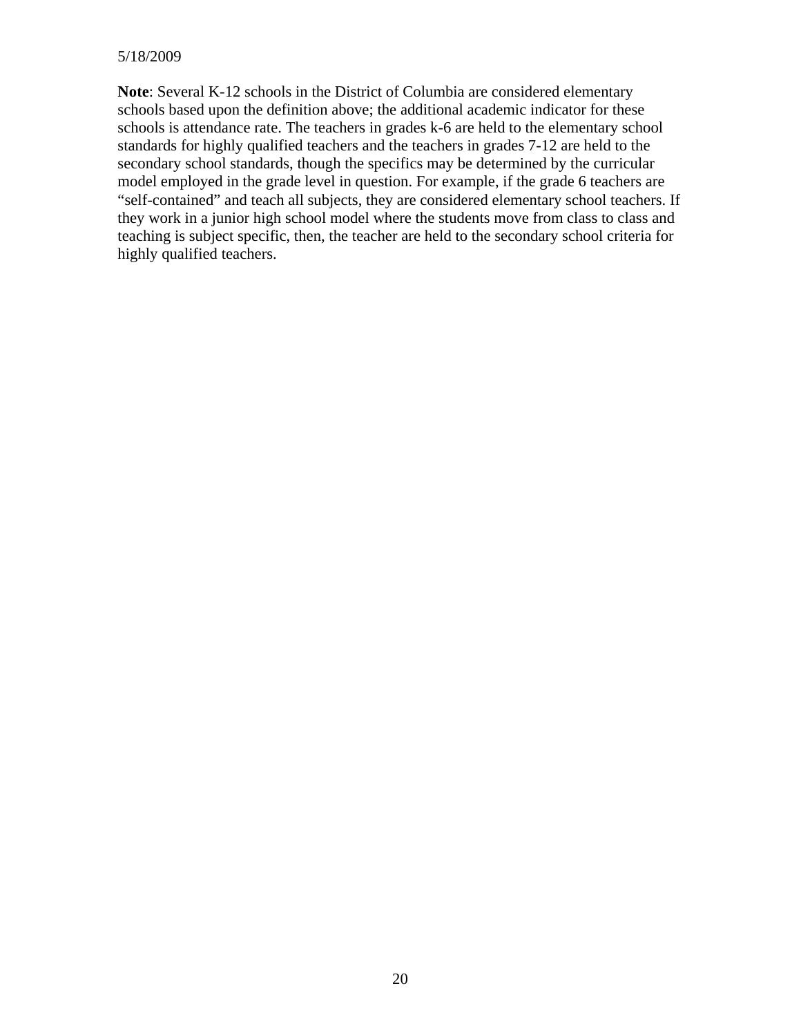**Note**: Several K-12 schools in the District of Columbia are considered elementary schools based upon the definition above; the additional academic indicator for these schools is attendance rate. The teachers in grades k-6 are held to the elementary school standards for highly qualified teachers and the teachers in grades 7-12 are held to the secondary school standards, though the specifics may be determined by the curricular model employed in the grade level in question. For example, if the grade 6 teachers are "self-contained" and teach all subjects, they are considered elementary school teachers. If they work in a junior high school model where the students move from class to class and teaching is subject specific, then, the teacher are held to the secondary school criteria for highly qualified teachers.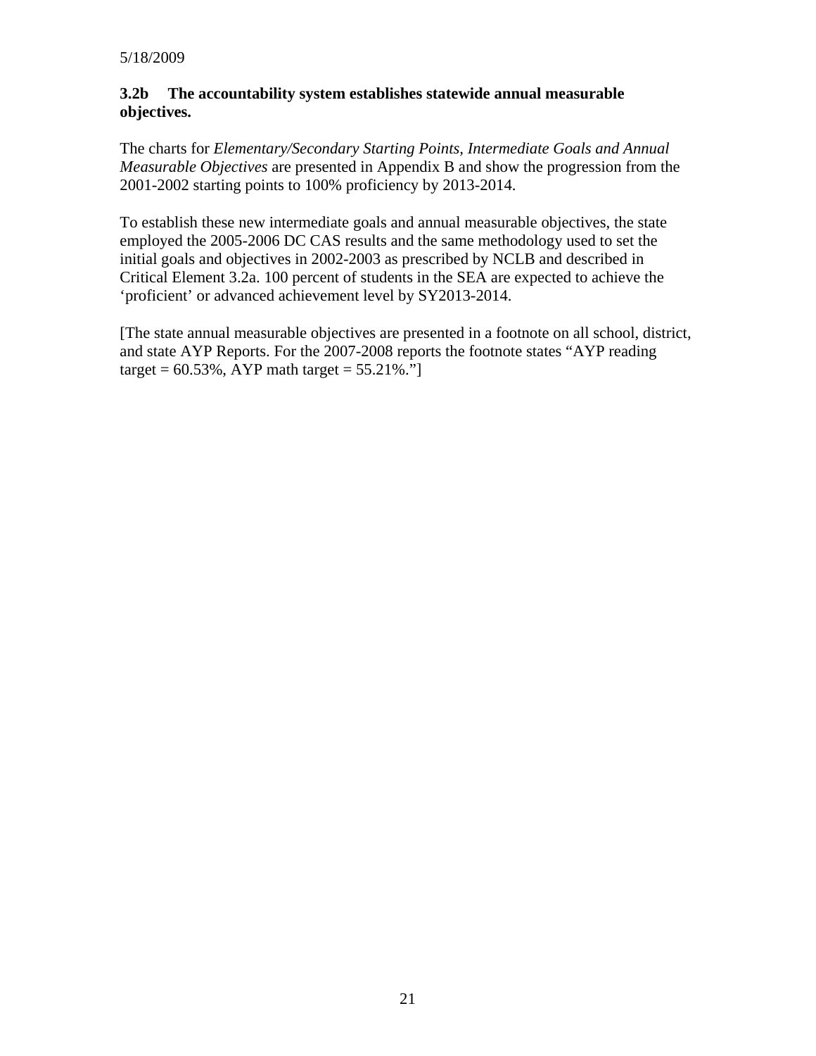### 3.2b The accountability system establishes statewide annual measurable objectives.

The charts for *Elementary/Secondary Starting Points, Intermediate Goals and Annual Measurable Objectives* are presented in Appendix B and show the progression from the 2001-2002 starting points to 100% proficiency by 2013-2014.

To establish these new intermediate goals and annual measurable objectives, the state employed the 2005-2006 DC CAS results and the same methodology used to set the initial goals and objectives in 2002-2003 as prescribed by NCLB and described in Critical Element 3.2a. 100 percent of students in the SEA are expected to achieve the 'proficient' or advanced achievement level by SY2013-2014.

[The state annual measurable objectives are presented in a footnote on all school, district, and state AYP Reports. For the 2007-2008 reports the footnote states "AYP reading target = 60.53%, AYP math target = 55.21%."]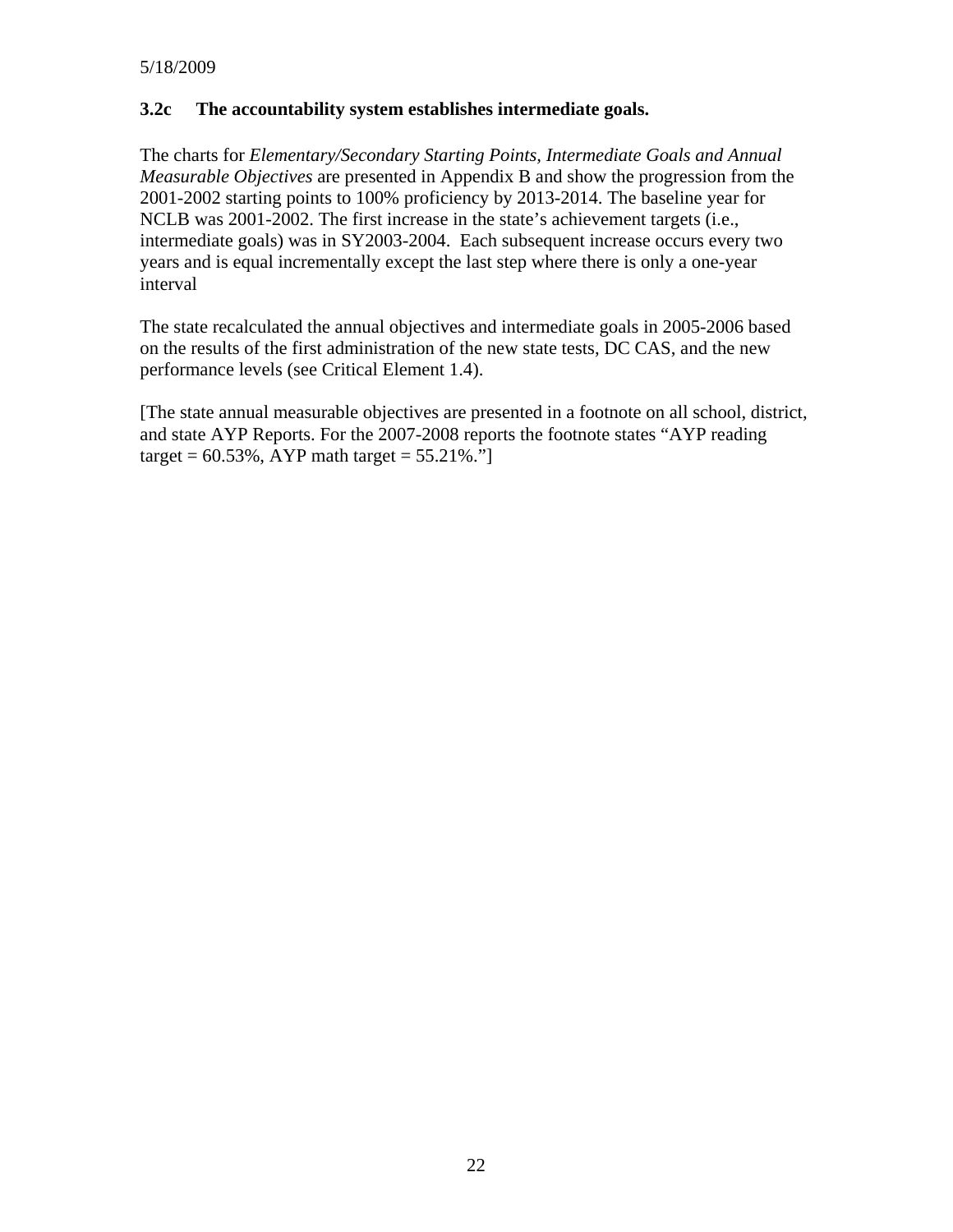5/18/2009

### 3.2c The accountability system establishes intermediate goals.

The charts for *Elementary/Secondary Starting Points, Intermediate Goals and Annual Measurable Objectives* are presented in Appendix B and show the progression from the 2001-2002 starting points to 100% proficiency by 2013-2014. The baseline year for NCLB was 2001-2002. The first increase in the state's achievement targets (i.e., intermediate goals) was in SY2003-2004. Each subsequent increase occurs every two years and is equal incrementally except the last step where there is only a one-year interval

The state recalculated the annual objectives and intermediate goals in 2005-2006 based on the results of the first administration of the new state tests, DC CAS, and the new performance levels (see Critical Element 1.4).

[The state annual measurable objectives are presented in a footnote on all school, district, and state AYP Reports. For the 2007-2008 reports the footnote states "AYP reading target = 60.53%, AYP math target = 55.21%."]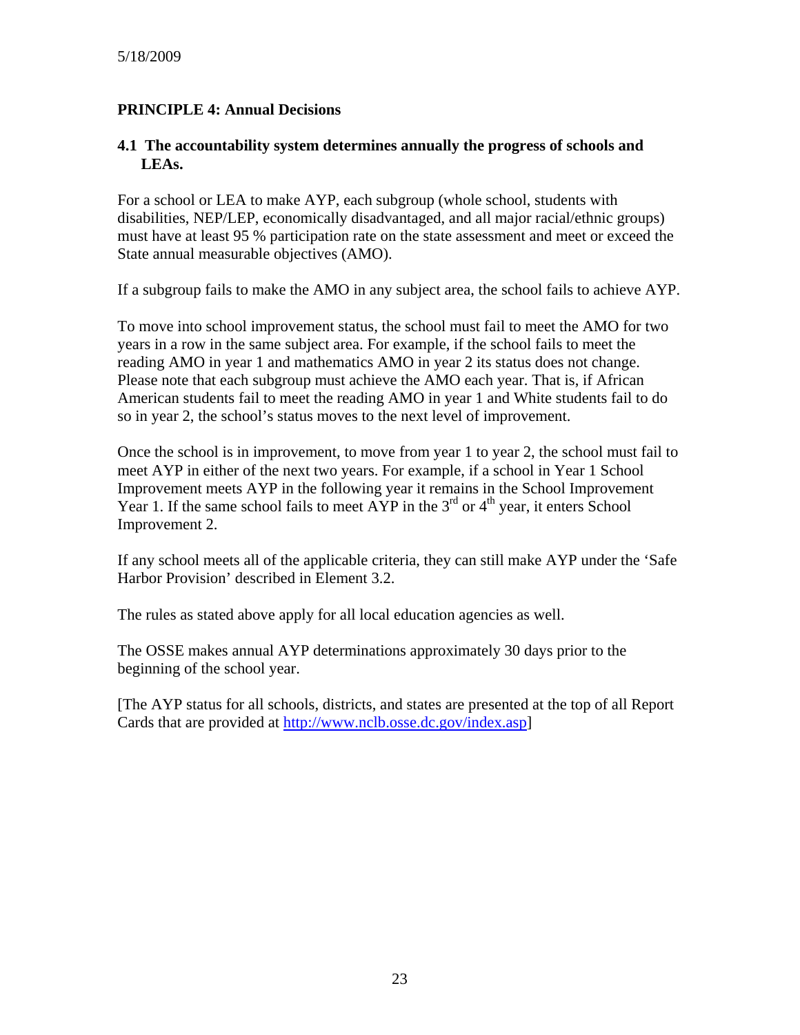5/18/2009

**PRINCIPLE 4: Annual Decisions**

**4.1 The accountability system determines annually the progress of schools and LEAs.**

For a school or LEA to make AYP, each subgroup (whole school, students with disabilities, NEP/LEP, economically disadvantaged, and all major racial/ethnic groups) must have at least 95 % participation rate on the state assessment and meet or exceed the State annual measurable objectives (AMO).

If a subgroup fails to make the AMO in any subject area, the school fails to achieve AYP.

To move into school improvement status, the school must fail to meet the AMO for two years in a row in the same subject area. For example, if the school fails to meet the reading AMO in year 1 and mathematics AMO in year 2 its status does not change. Please note that each subgroup must achieve the AMO each year. That is, if African American students fail to meet the reading AMO in year 1 and White students fail to do so in year 2, the school's status moves to the next level of improvement.

Once the school is in improvement, to move from year 1 to year 2, the school must fail to meet AYP in either of the next two years. For example, if a school in Year 1 School Improvement meets AYP in the following year it remains in the School Improvement Year 1. If the same school fails to meet AYP in the 3rd or 4th year, it enters School Improvement 2.

If any school meets all of the applicable criteria, they can still make AYP under the 'Safe Harbor Provision' described in Element 3.2.

The rules as stated above apply for all local education agencies as well.

The OSSE makes annual AYP determinations approximately 30 days prior to the beginning of the school year.

[The AYP status for all schools, districts, and states are presented at the top of all Report Cards that are provided at http://www.nclb.osse.dc.gov/index.asp]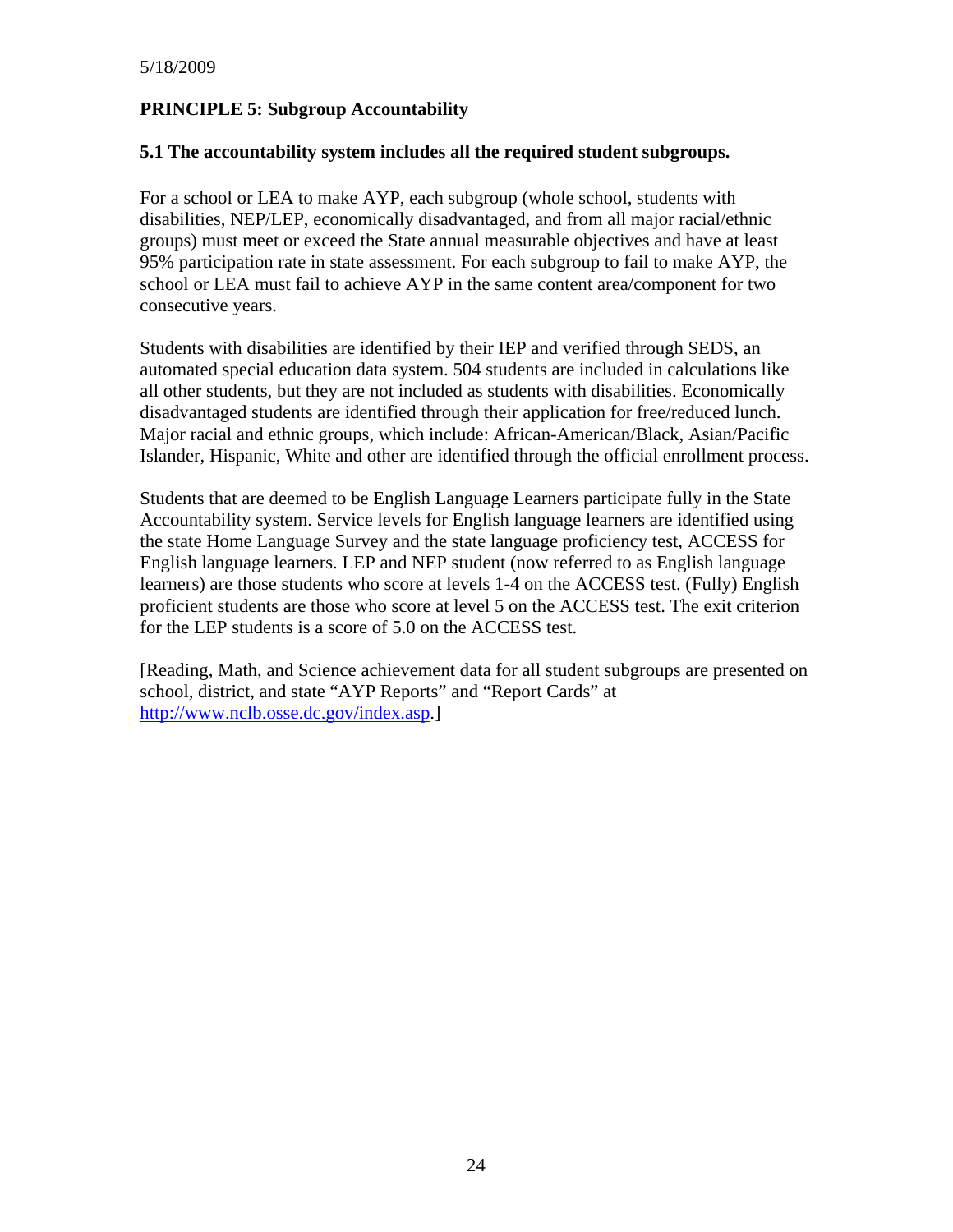5/18/2009

## PRINCIPLE 5: Subgroup Accountability

### 5.1 The accountability system includes all the required student subgroups.

For a school or LEA to make AYP, each subgroup (whole school, students with disabilities, NEP/LEP, economically disadvantaged, and from all major racial/ethnic groups) must meet or exceed the State annual measurable objectives and have at least 95% participation rate in state assessment. For each subgroup to fail to make AYP, the school or LEA must fail to achieve AYP in the same content area/component for two consecutive years.

Students with disabilities are identified by their IEP and verified through SEDS, an automated special education data system. 504 students are included in calculations like all other students, but they are not included as students with disabilities. Economically disadvantaged students are identified through their application for free/reduced lunch. Major racial and ethnic groups, which include: African-American/Black, Asian/Pacific Islander, Hispanic, White and other are identified through the official enrollment process.

Students that are deemed to be English Language Learners participate fully in the State Accountability system. Service levels for English language learners are identified using the state Home Language Survey and the state language proficiency test, ACCESS for English language learners. LEP and NEP student (now referred to as English language learners) are those students who score at levels 1-4 on the ACCESS test. (Fully) English proficient students are those who score at level 5 on the ACCESS test. The exit criterion for the LEP students is a score of 5.0 on the ACCESS test.

[Reading, Math, and Science achievement data for all student subgroups are presented on school, district, and state "AYP Reports" and "Report Cards" at http://www.nclb.osse.dc.gov/index.asp.]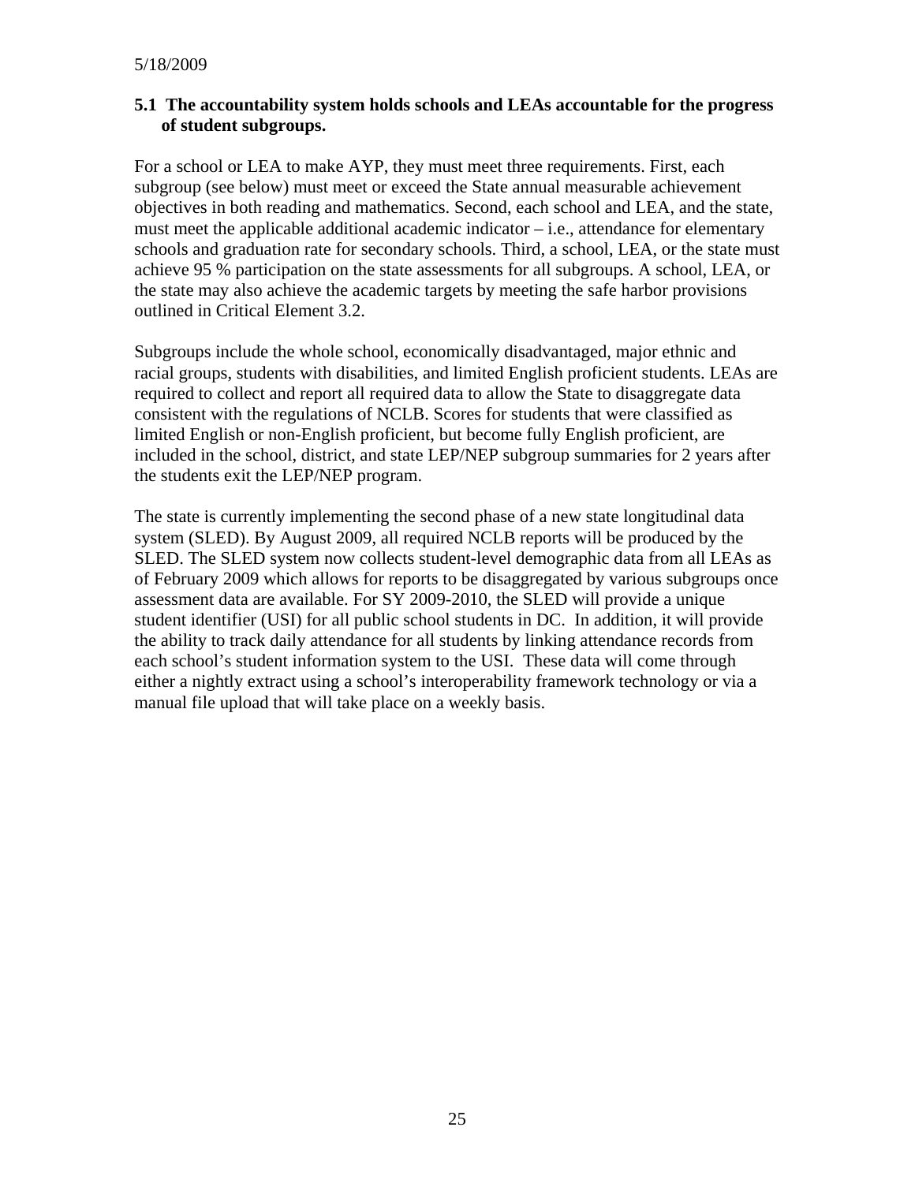### 5.1 The accountability system holds schools and LEAs accountable for the progress of student subgroups.

For a school or LEA to make AYP, they must meet three requirements. First, each subgroup (see below) must meet or exceed the State annual measurable achievement objectives in both reading and mathematics. Second, each school and LEA, and the state, must meet the applicable additional academic indicator – i.e., attendance for elementary schools and graduation rate for secondary schools. Third, a school, LEA, or the state must achieve 95 % participation on the state assessments for all subgroups. A school, LEA, or the state may also achieve the academic targets by meeting the safe harbor provisions outlined in Critical Element 3.2.

Subgroups include the whole school, economically disadvantaged, major ethnic and racial groups, students with disabilities, and limited English proficient students. LEAs are required to collect and report all required data to allow the State to disaggregate data consistent with the regulations of NCLB. Scores for students that were classified as limited English or non-English proficient, but become fully English proficient, are included in the school, district, and state LEP/NEP subgroup summaries for 2 years after the students exit the LEP/NEP program.

The state is currently implementing the second phase of a new state longitudinal data system (SLED). By August 2009, all required NCLB reports will be produced by the SLED. The SLED system now collects student-level demographic data from all LEAs as of February 2009 which allows for reports to be disaggregated by various subgroups once assessment data are available. For SY 2009-2010, the SLED will provide a unique student identifier (USI) for all public school students in DC. In addition, it will provide the ability to track daily attendance for all students by linking attendance records from each school's student information system to the USI. These data will come through either a nightly extract using a school's interoperability framework technology or via a manual file upload that will take place on a weekly basis.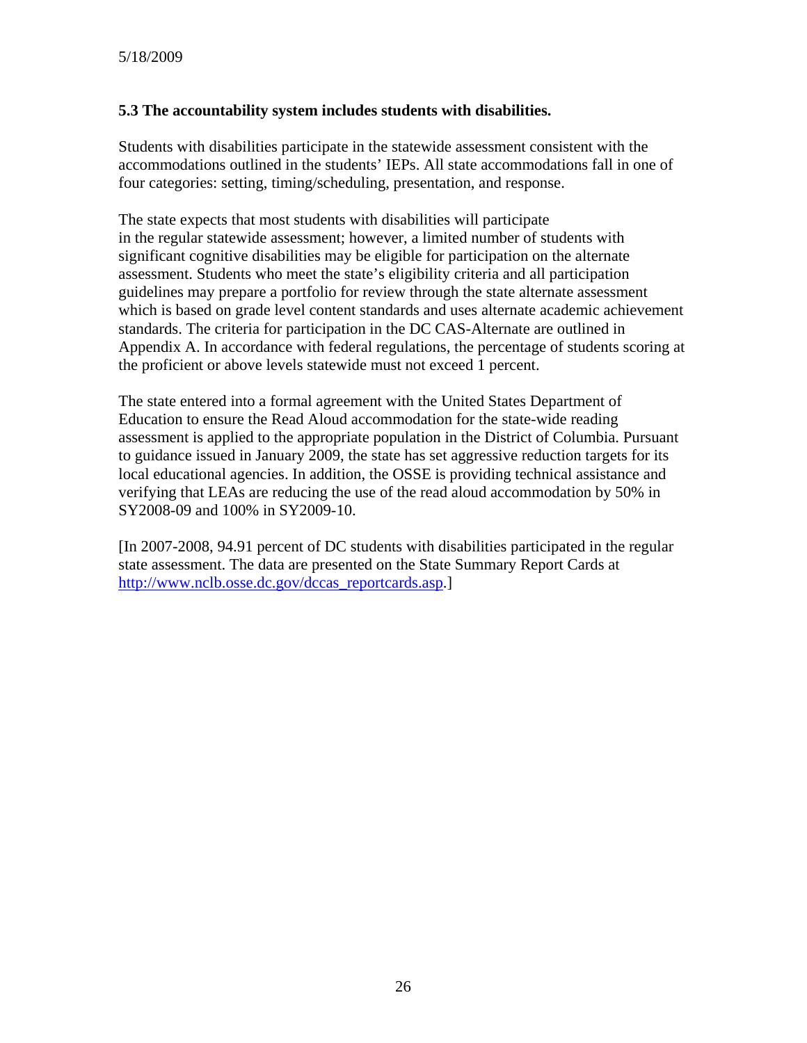5/18/2009

**5.3 The accountability system includes students with disabilities.**

Students with disabilities participate in the statewide assessment consistent with the accommodations outlined in the students' IEPs. All state accommodations fall in one of four categories: setting, timing/scheduling, presentation, and response.

The state expects that most students with disabilities will participate in the regular statewide assessment; however, a limited number of students with significant cognitive disabilities may be eligible for participation on the alternate assessment. Students who meet the state's eligibility criteria and all participation guidelines may prepare a portfolio for review through the state alternate assessment which is based on grade level content standards and uses alternate academic achievement standards. The criteria for participation in the DC CAS-Alternate are outlined in Appendix A. In accordance with federal regulations, the percentage of students scoring at the proficient or above levels statewide must not exceed 1 percent.

The state entered into a formal agreement with the United States Department of Education to ensure the Read Aloud accommodation for the state-wide reading assessment is applied to the appropriate population in the District of Columbia. Pursuant to guidance issued in January 2009, the state has set aggressive reduction targets for its local educational agencies. In addition, the OSSE is providing technical assistance and verifying that LEAs are reducing the use of the read aloud accommodation by 50% in SY2008-09 and 100% in SY2009-10.

[In 2007-2008, 94.91 percent of DC students with disabilities participated in the regular state assessment. The data are presented on the State Summary Report Cards at http://www.nclb.osse.dc.gov/dccas_reportcards.asp.]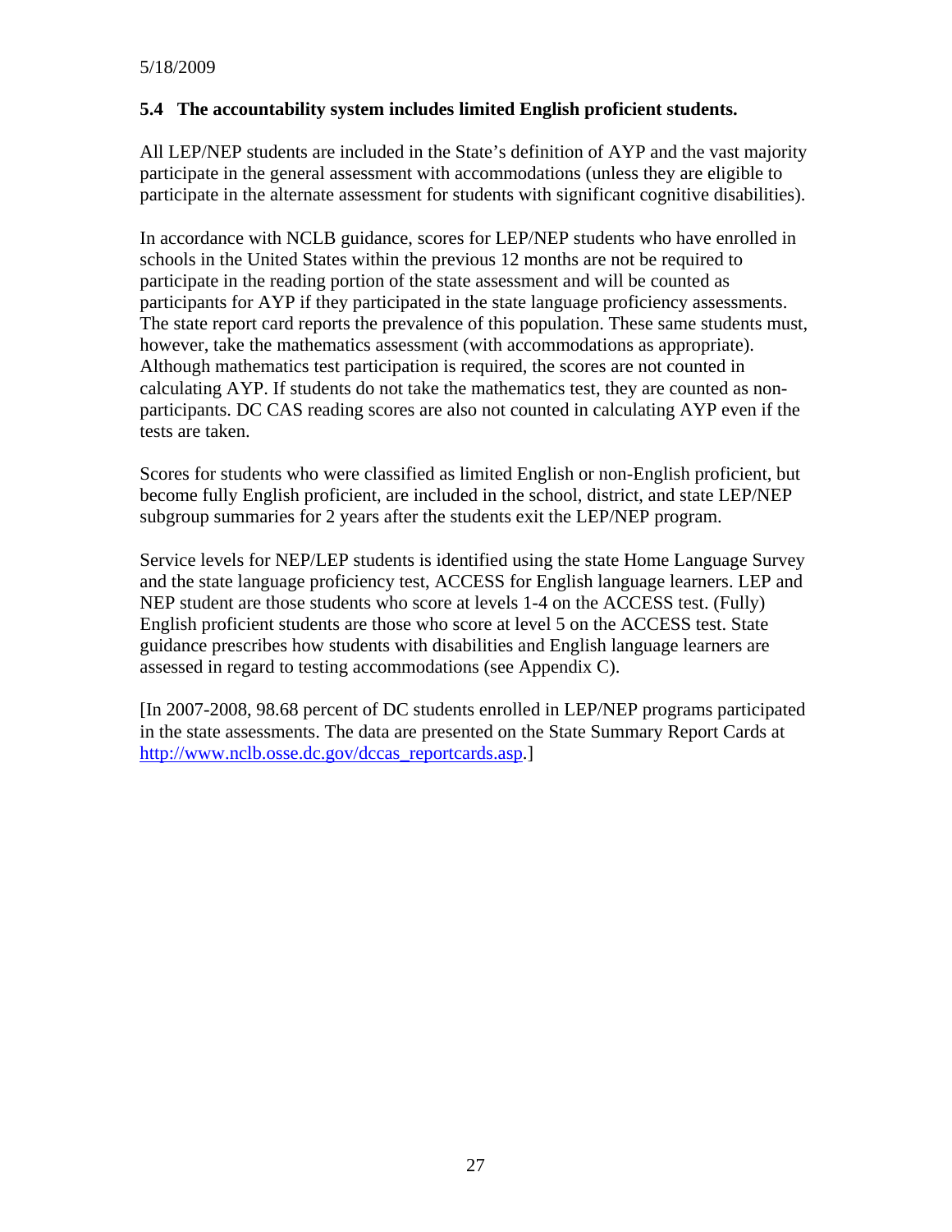### 5.4 The accountability system includes limited English proficient students.

All LEP/NEP students are included in the State's definition of AYP and the vast majority participate in the general assessment with accommodations (unless they are eligible to participate in the alternate assessment for students with significant cognitive disabilities).

In accordance with NCLB guidance, scores for LEP/NEP students who have enrolled in schools in the United States within the previous 12 months are not be required to participate in the reading portion of the state assessment and will be counted as participants for AYP if they participated in the state language proficiency assessments. The state report card reports the prevalence of this population. These same students must, however, take the mathematics assessment (with accommodations as appropriate). Although mathematics test participation is required, the scores are not counted in calculating AYP. If students do not take the mathematics test, they are counted as non-participants. DC CAS reading scores are also not counted in calculating AYP even if the tests are taken.

Scores for students who were classified as limited English or non-English proficient, but become fully English proficient, are included in the school, district, and state LEP/NEP subgroup summaries for 2 years after the students exit the LEP/NEP program.

Service levels for NEP/LEP students is identified using the state Home Language Survey and the state language proficiency test, ACCESS for English language learners. LEP and NEP student are those students who score at levels 1-4 on the ACCESS test. (Fully) English proficient students are those who score at level 5 on the ACCESS test. State guidance prescribes how students with disabilities and English language learners are assessed in regard to testing accommodations (see Appendix C).

[In 2007-2008, 98.68 percent of DC students enrolled in LEP/NEP programs participated in the state assessments. The data are presented on the State Summary Report Cards at http://www.nclb.osse.dc.gov/dccas_reportcards.asp.]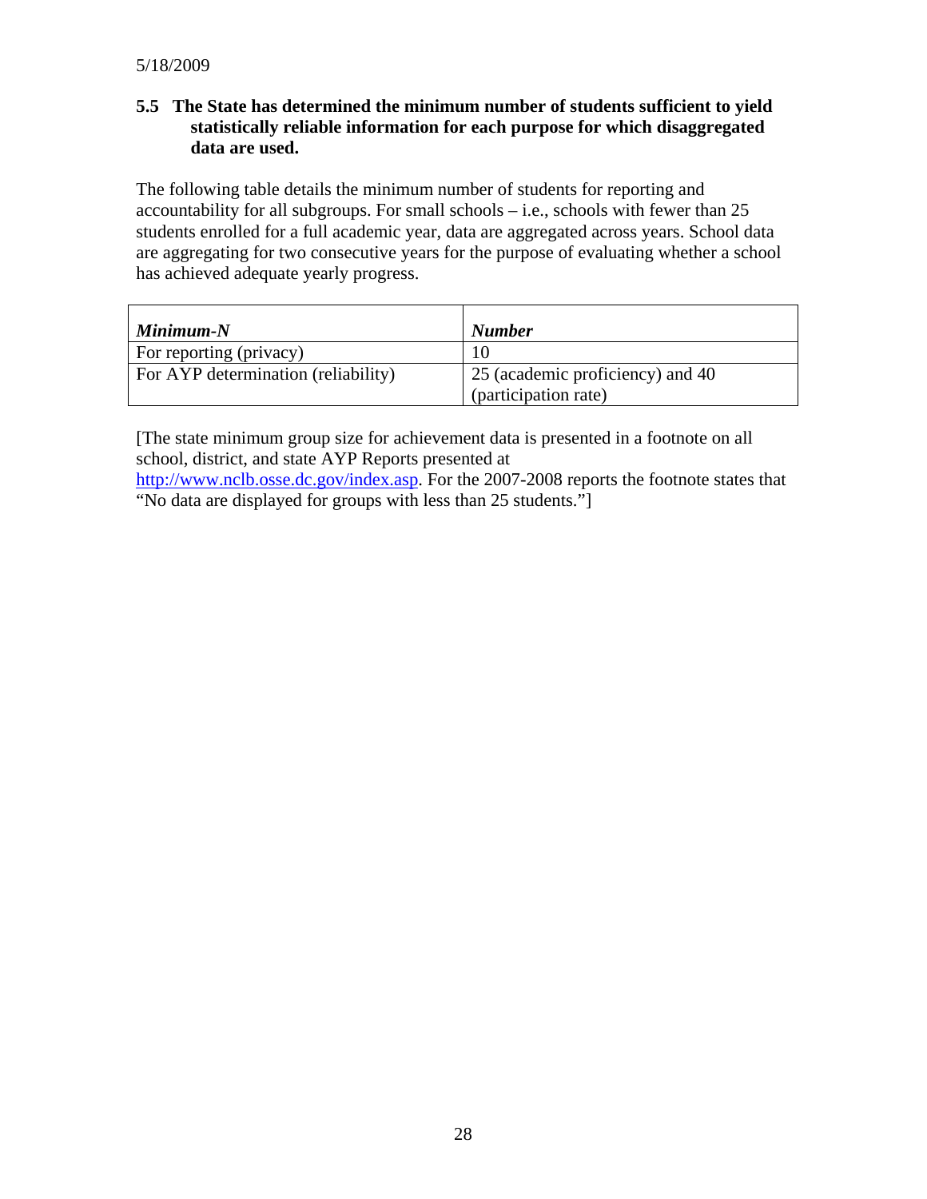5/18/2009

### 5.5 The State has determined the minimum number of students sufficient to yield statistically reliable information for each purpose for which disaggregated data are used.

The following table details the minimum number of students for reporting and accountability for all subgroups. For small schools – i.e., schools with fewer than 25 students enrolled for a full academic year, data are aggregated across years. School data are aggregating for two consecutive years for the purpose of evaluating whether a school has achieved adequate yearly progress.

| ***Minimum-N*** | ***Number*** |
|---|---|
| For reporting (privacy) | 10 |
| For AYP determination (reliability) | 25 (academic proficiency) and 40 (participation rate) |

[The state minimum group size for achievement data is presented in a footnote on all school, district, and state AYP Reports presented at http://www.nclb.osse.dc.gov/index.asp. For the 2007-2008 reports the footnote states that "No data are displayed for groups with less than 25 students."]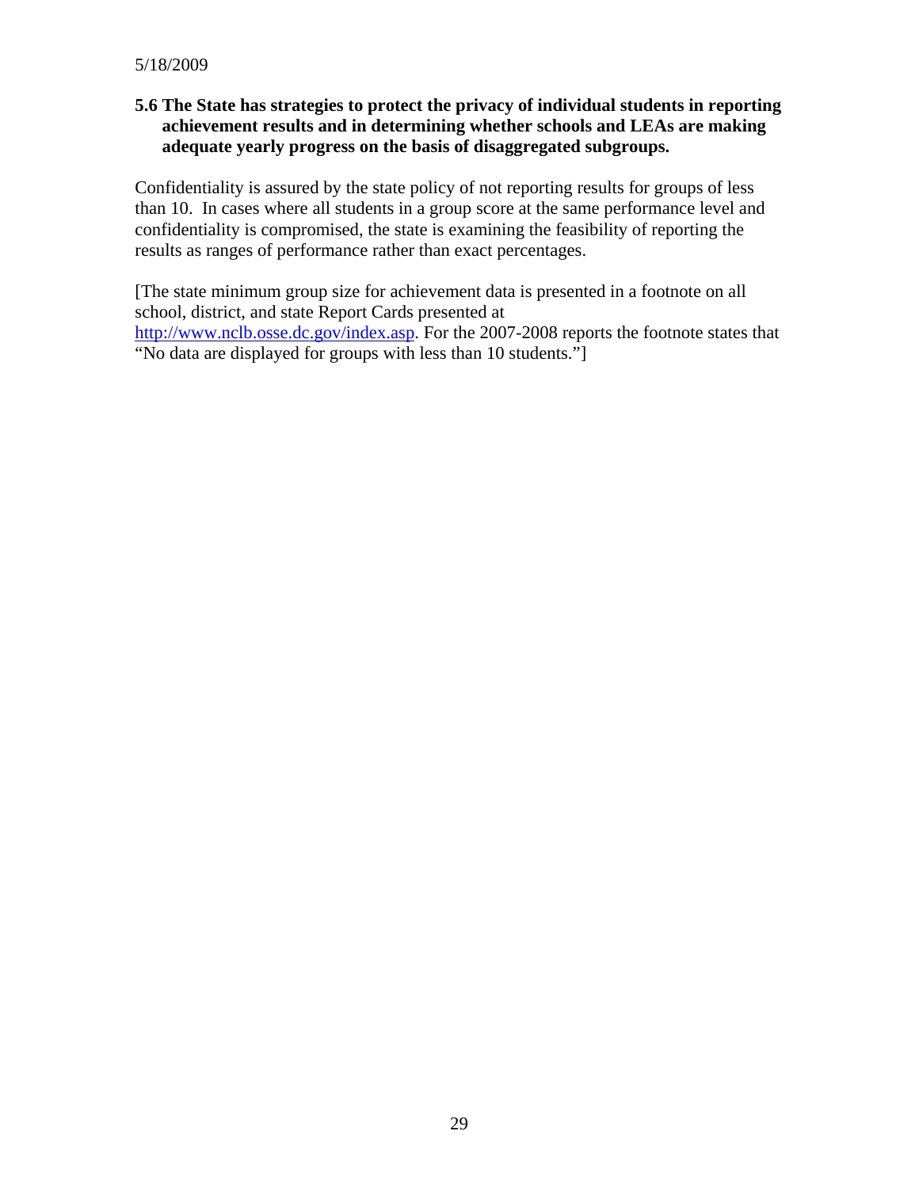**5.6 The State has strategies to protect the privacy of individual students in reporting achievement results and in determining whether schools and LEAs are making adequate yearly progress on the basis of disaggregated subgroups.**

Confidentiality is assured by the state policy of not reporting results for groups of less than 10. In cases where all students in a group score at the same performance level and confidentiality is compromised, the state is examining the feasibility of reporting the results as ranges of performance rather than exact percentages.

[The state minimum group size for achievement data is presented in a footnote on all school, district, and state Report Cards presented at http://www.nclb.osse.dc.gov/index.asp. For the 2007-2008 reports the footnote states that "No data are displayed for groups with less than 10 students."]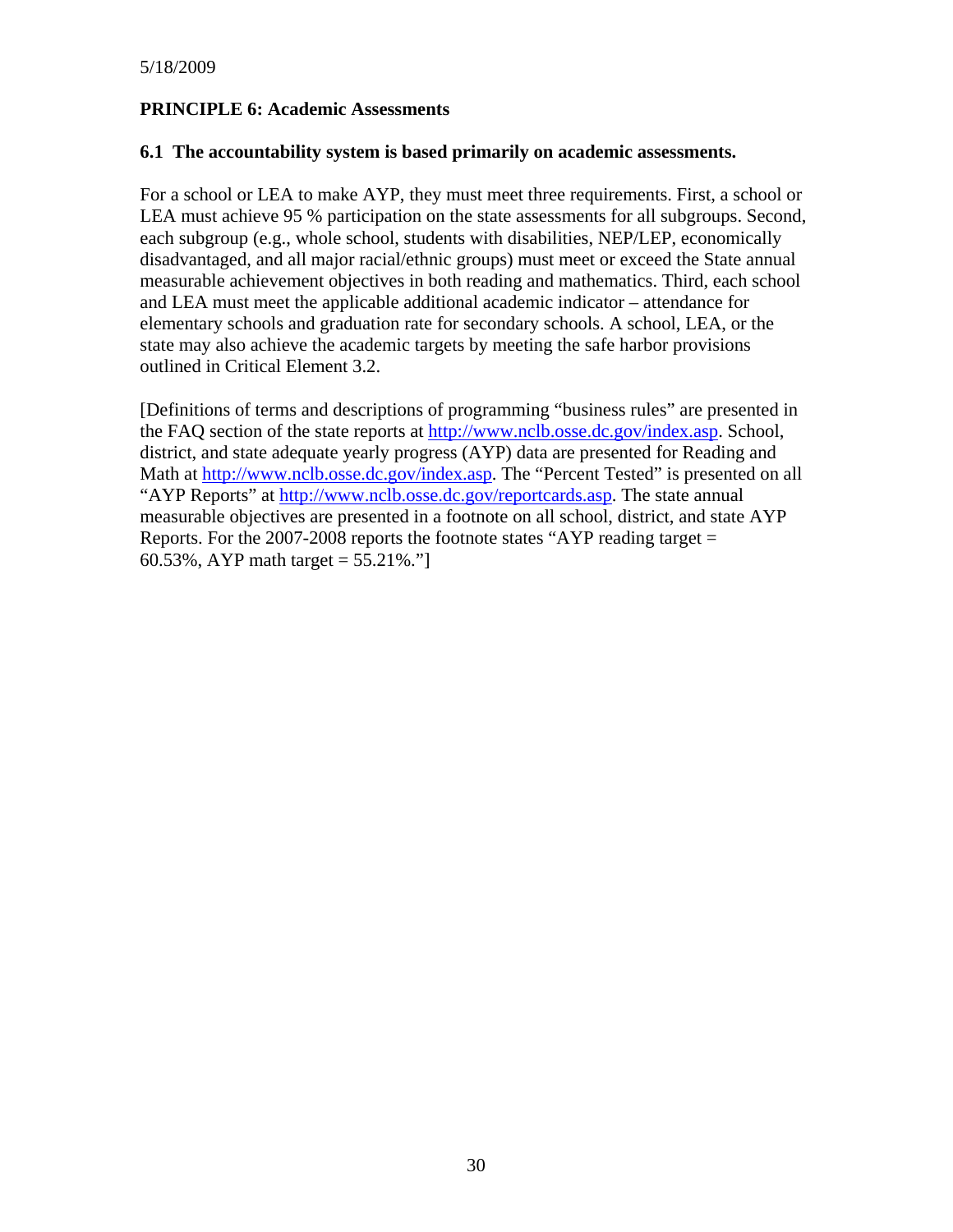## PRINCIPLE 6: Academic Assessments

### 6.1 The accountability system is based primarily on academic assessments.

For a school or LEA to make AYP, they must meet three requirements. First, a school or LEA must achieve 95 % participation on the state assessments for all subgroups. Second, each subgroup (e.g., whole school, students with disabilities, NEP/LEP, economically disadvantaged, and all major racial/ethnic groups) must meet or exceed the State annual measurable achievement objectives in both reading and mathematics. Third, each school and LEA must meet the applicable additional academic indicator – attendance for elementary schools and graduation rate for secondary schools. A school, LEA, or the state may also achieve the academic targets by meeting the safe harbor provisions outlined in Critical Element 3.2.

[Definitions of terms and descriptions of programming "business rules" are presented in the FAQ section of the state reports at http://www.nclb.osse.dc.gov/index.asp. School, district, and state adequate yearly progress (AYP) data are presented for Reading and Math at http://www.nclb.osse.dc.gov/index.asp. The "Percent Tested" is presented on all "AYP Reports" at http://www.nclb.osse.dc.gov/reportcards.asp. The state annual measurable objectives are presented in a footnote on all school, district, and state AYP Reports. For the 2007-2008 reports the footnote states "AYP reading target = 60.53%, AYP math target = 55.21%."]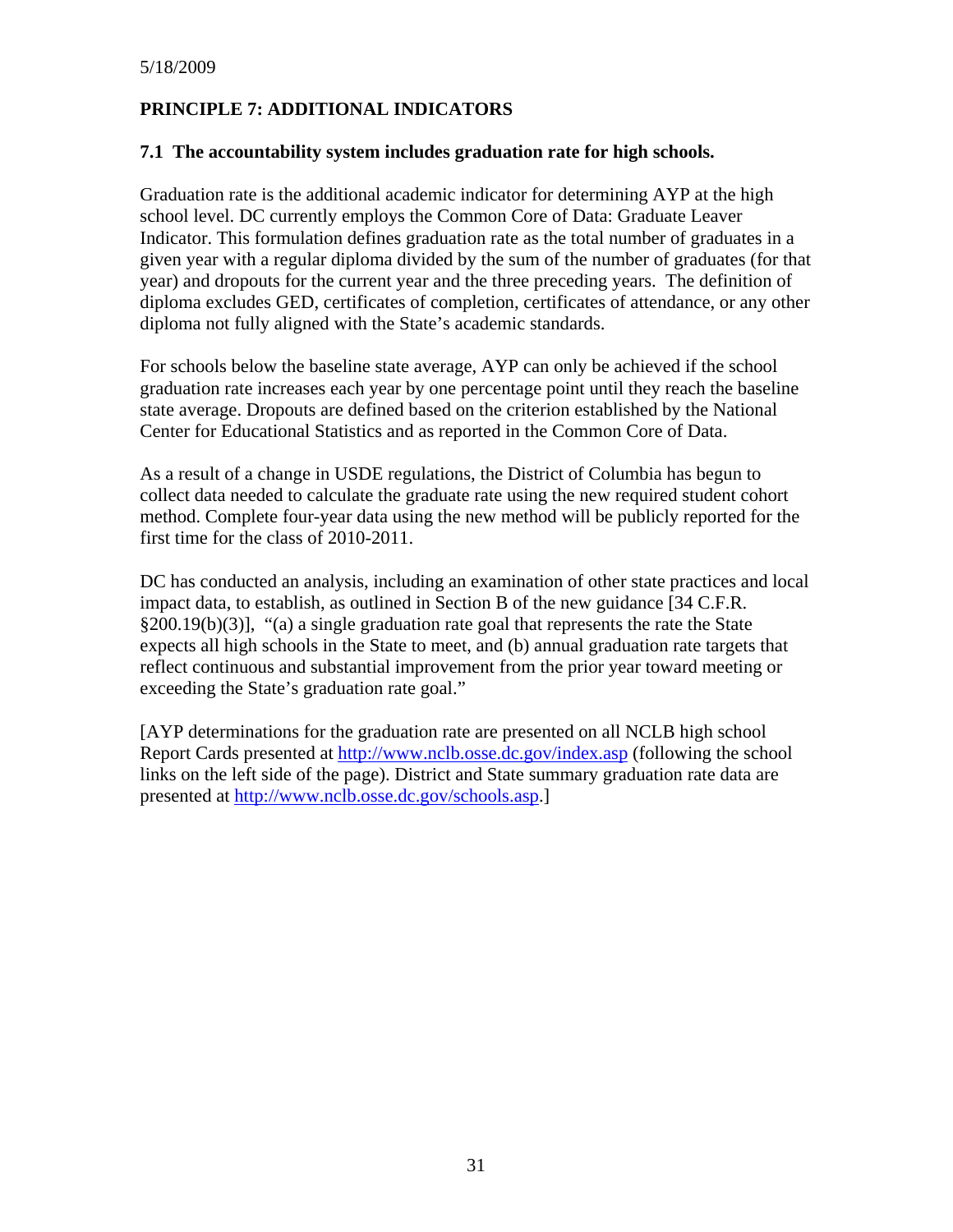5/18/2009

## PRINCIPLE 7: ADDITIONAL INDICATORS

### 7.1 The accountability system includes graduation rate for high schools.

Graduation rate is the additional academic indicator for determining AYP at the high school level. DC currently employs the Common Core of Data: Graduate Leaver Indicator. This formulation defines graduation rate as the total number of graduates in a given year with a regular diploma divided by the sum of the number of graduates (for that year) and dropouts for the current year and the three preceding years. The definition of diploma excludes GED, certificates of completion, certificates of attendance, or any other diploma not fully aligned with the State's academic standards.

For schools below the baseline state average, AYP can only be achieved if the school graduation rate increases each year by one percentage point until they reach the baseline state average. Dropouts are defined based on the criterion established by the National Center for Educational Statistics and as reported in the Common Core of Data.

As a result of a change in USDE regulations, the District of Columbia has begun to collect data needed to calculate the graduate rate using the new required student cohort method. Complete four-year data using the new method will be publicly reported for the first time for the class of 2010-2011.

DC has conducted an analysis, including an examination of other state practices and local impact data, to establish, as outlined in Section B of the new guidance [34 C.F.R. §200.19(b)(3)], "(a) a single graduation rate goal that represents the rate the State expects all high schools in the State to meet, and (b) annual graduation rate targets that reflect continuous and substantial improvement from the prior year toward meeting or exceeding the State's graduation rate goal."

[AYP determinations for the graduation rate are presented on all NCLB high school Report Cards presented at http://www.nclb.osse.dc.gov/index.asp (following the school links on the left side of the page). District and State summary graduation rate data are presented at http://www.nclb.osse.dc.gov/schools.asp.]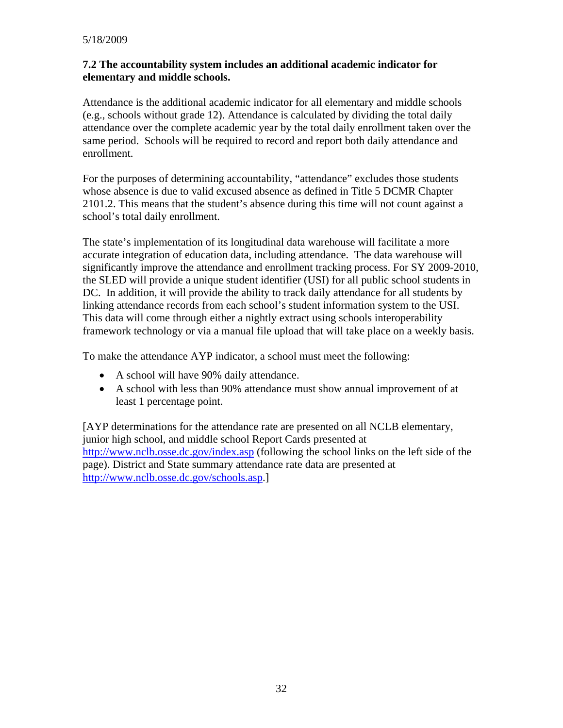5/18/2009

**7.2 The accountability system includes an additional academic indicator for elementary and middle schools.**

Attendance is the additional academic indicator for all elementary and middle schools (e.g., schools without grade 12). Attendance is calculated by dividing the total daily attendance over the complete academic year by the total daily enrollment taken over the same period. Schools will be required to record and report both daily attendance and enrollment.

For the purposes of determining accountability, "attendance" excludes those students whose absence is due to valid excused absence as defined in Title 5 DCMR Chapter 2101.2. This means that the student's absence during this time will not count against a school's total daily enrollment.

The state's implementation of its longitudinal data warehouse will facilitate a more accurate integration of education data, including attendance. The data warehouse will significantly improve the attendance and enrollment tracking process. For SY 2009-2010, the SLED will provide a unique student identifier (USI) for all public school students in DC. In addition, it will provide the ability to track daily attendance for all students by linking attendance records from each school's student information system to the USI. This data will come through either a nightly extract using schools interoperability framework technology or via a manual file upload that will take place on a weekly basis.

To make the attendance AYP indicator, a school must meet the following:

- A school will have 90% daily attendance.
- A school with less than 90% attendance must show annual improvement of at least 1 percentage point.

[AYP determinations for the attendance rate are presented on all NCLB elementary, junior high school, and middle school Report Cards presented at http://www.nclb.osse.dc.gov/index.asp (following the school links on the left side of the page). District and State summary attendance rate data are presented at http://www.nclb.osse.dc.gov/schools.asp.]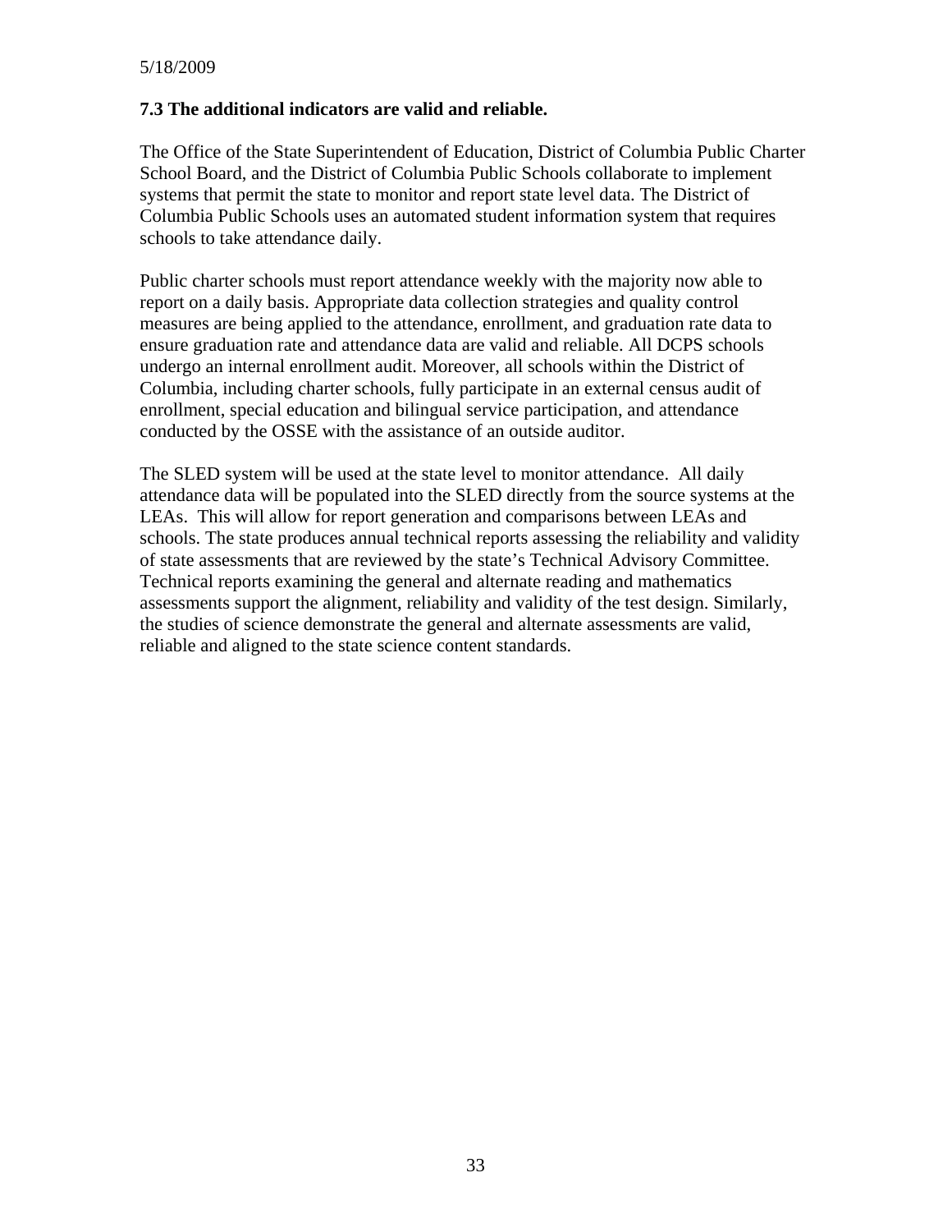5/18/2009

**7.3 The additional indicators are valid and reliable.**

The Office of the State Superintendent of Education, District of Columbia Public Charter School Board, and the District of Columbia Public Schools collaborate to implement systems that permit the state to monitor and report state level data. The District of Columbia Public Schools uses an automated student information system that requires schools to take attendance daily.

Public charter schools must report attendance weekly with the majority now able to report on a daily basis. Appropriate data collection strategies and quality control measures are being applied to the attendance, enrollment, and graduation rate data to ensure graduation rate and attendance data are valid and reliable. All DCPS schools undergo an internal enrollment audit. Moreover, all schools within the District of Columbia, including charter schools, fully participate in an external census audit of enrollment, special education and bilingual service participation, and attendance conducted by the OSSE with the assistance of an outside auditor.

The SLED system will be used at the state level to monitor attendance. All daily attendance data will be populated into the SLED directly from the source systems at the LEAs. This will allow for report generation and comparisons between LEAs and schools. The state produces annual technical reports assessing the reliability and validity of state assessments that are reviewed by the state's Technical Advisory Committee. Technical reports examining the general and alternate reading and mathematics assessments support the alignment, reliability and validity of the test design. Similarly, the studies of science demonstrate the general and alternate assessments are valid, reliable and aligned to the state science content standards.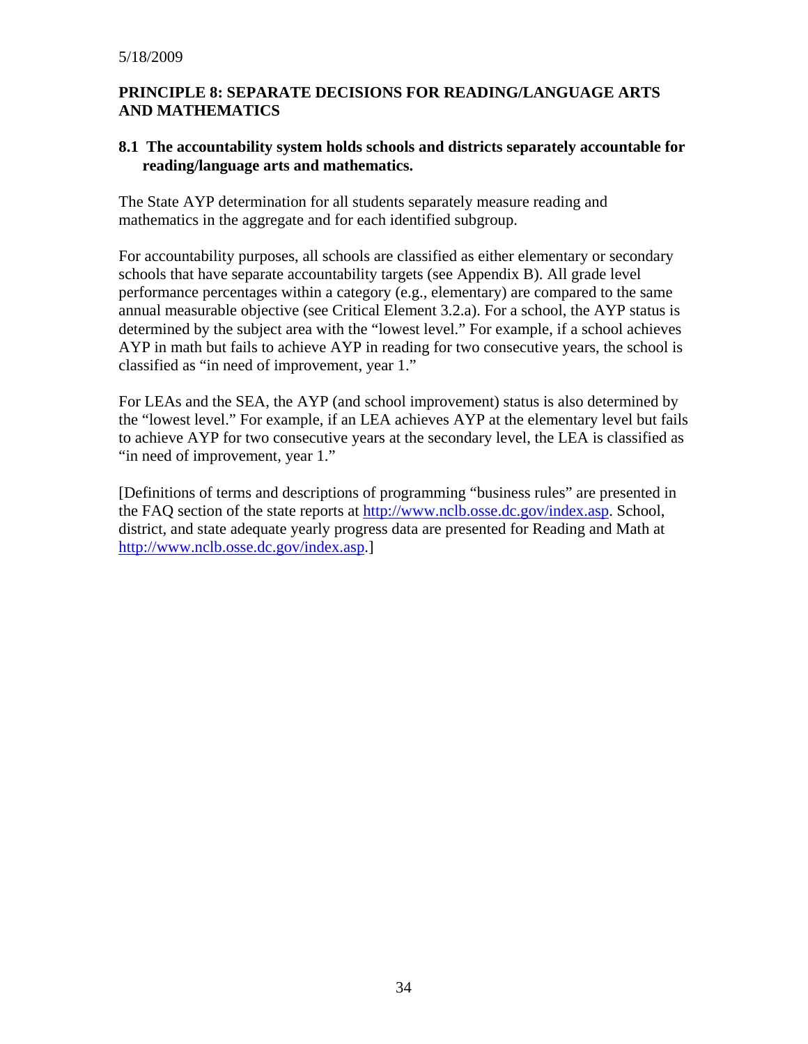5/18/2009

## PRINCIPLE 8: SEPARATE DECISIONS FOR READING/LANGUAGE ARTS AND MATHEMATICS

### 8.1 The accountability system holds schools and districts separately accountable for reading/language arts and mathematics.

The State AYP determination for all students separately measure reading and mathematics in the aggregate and for each identified subgroup.

For accountability purposes, all schools are classified as either elementary or secondary schools that have separate accountability targets (see Appendix B). All grade level performance percentages within a category (e.g., elementary) are compared to the same annual measurable objective (see Critical Element 3.2.a). For a school, the AYP status is determined by the subject area with the "lowest level." For example, if a school achieves AYP in math but fails to achieve AYP in reading for two consecutive years, the school is classified as "in need of improvement, year 1."

For LEAs and the SEA, the AYP (and school improvement) status is also determined by the "lowest level." For example, if an LEA achieves AYP at the elementary level but fails to achieve AYP for two consecutive years at the secondary level, the LEA is classified as "in need of improvement, year 1."

[Definitions of terms and descriptions of programming "business rules" are presented in the FAQ section of the state reports at http://www.nclb.osse.dc.gov/index.asp. School, district, and state adequate yearly progress data are presented for Reading and Math at http://www.nclb.osse.dc.gov/index.asp.]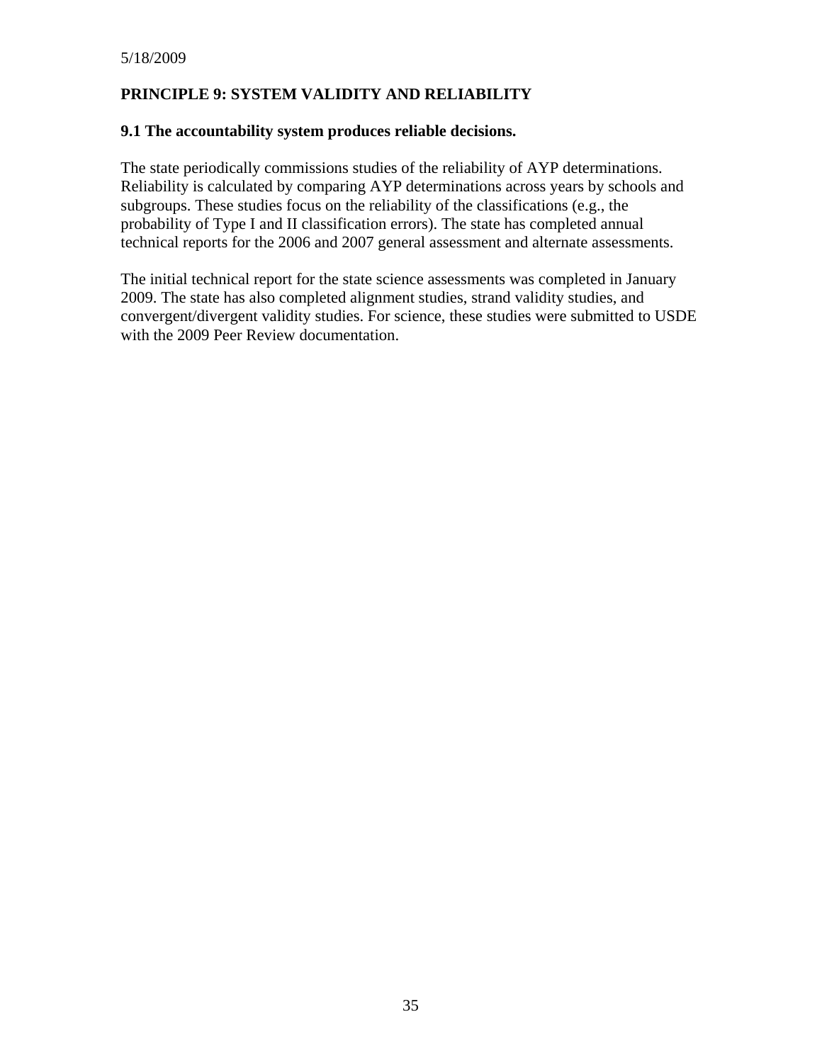## PRINCIPLE 9: SYSTEM VALIDITY AND RELIABILITY

### 9.1 The accountability system produces reliable decisions.

The state periodically commissions studies of the reliability of AYP determinations. Reliability is calculated by comparing AYP determinations across years by schools and subgroups. These studies focus on the reliability of the classifications (e.g., the probability of Type I and II classification errors). The state has completed annual technical reports for the 2006 and 2007 general assessment and alternate assessments.

The initial technical report for the state science assessments was completed in January 2009. The state has also completed alignment studies, strand validity studies, and convergent/divergent validity studies. For science, these studies were submitted to USDE with the 2009 Peer Review documentation.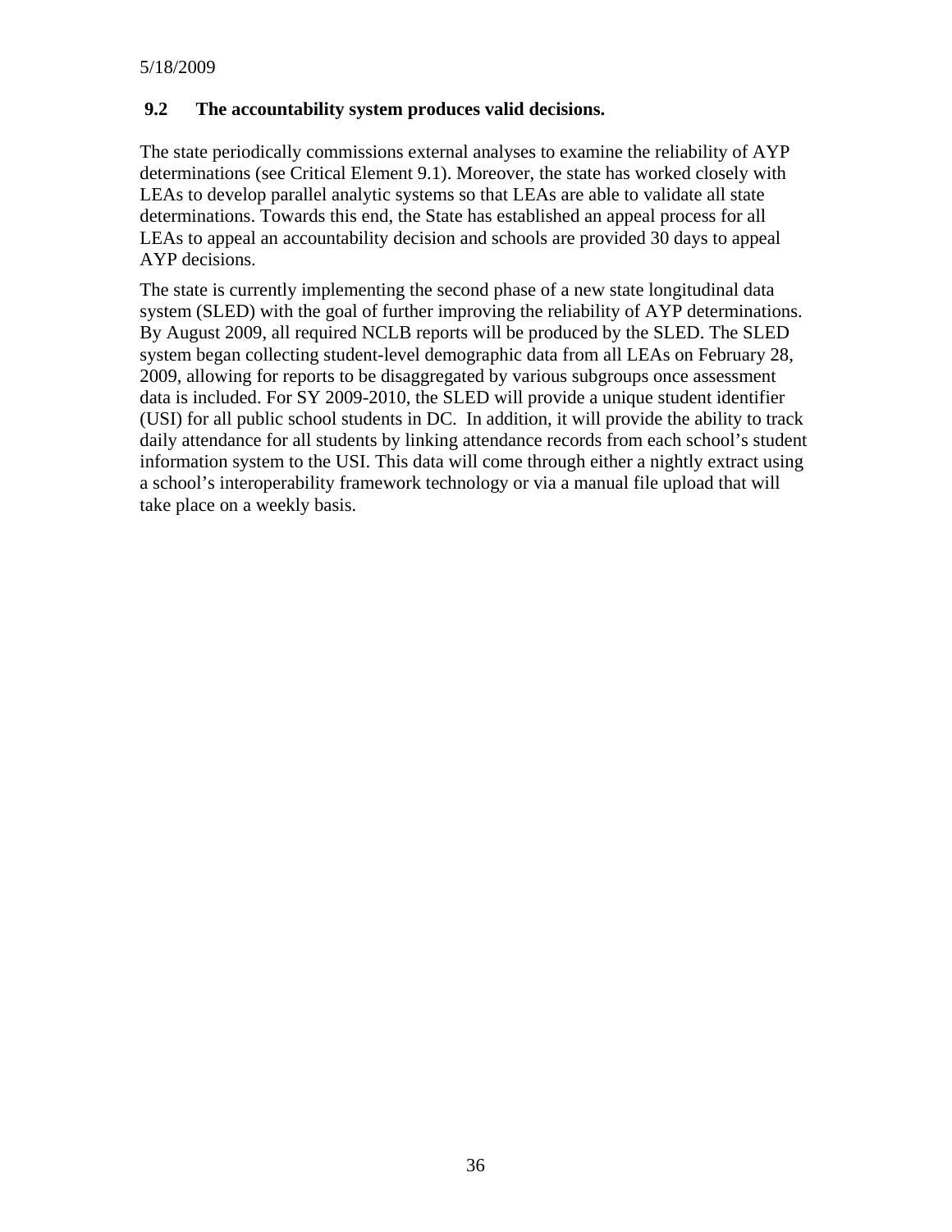### 9.2 The accountability system produces valid decisions.

The state periodically commissions external analyses to examine the reliability of AYP determinations (see Critical Element 9.1). Moreover, the state has worked closely with LEAs to develop parallel analytic systems so that LEAs are able to validate all state determinations. Towards this end, the State has established an appeal process for all LEAs to appeal an accountability decision and schools are provided 30 days to appeal AYP decisions.

The state is currently implementing the second phase of a new state longitudinal data system (SLED) with the goal of further improving the reliability of AYP determinations. By August 2009, all required NCLB reports will be produced by the SLED. The SLED system began collecting student-level demographic data from all LEAs on February 28, 2009, allowing for reports to be disaggregated by various subgroups once assessment data is included. For SY 2009-2010, the SLED will provide a unique student identifier (USI) for all public school students in DC. In addition, it will provide the ability to track daily attendance for all students by linking attendance records from each school's student information system to the USI. This data will come through either a nightly extract using a school's interoperability framework technology or via a manual file upload that will take place on a weekly basis.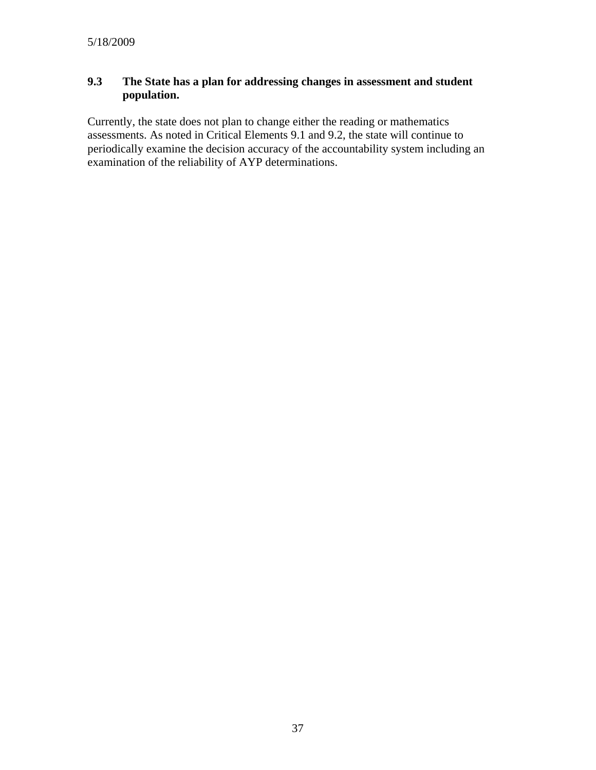### 9.3 The State has a plan for addressing changes in assessment and student population.

Currently, the state does not plan to change either the reading or mathematics assessments. As noted in Critical Elements 9.1 and 9.2, the state will continue to periodically examine the decision accuracy of the accountability system including an examination of the reliability of AYP determinations.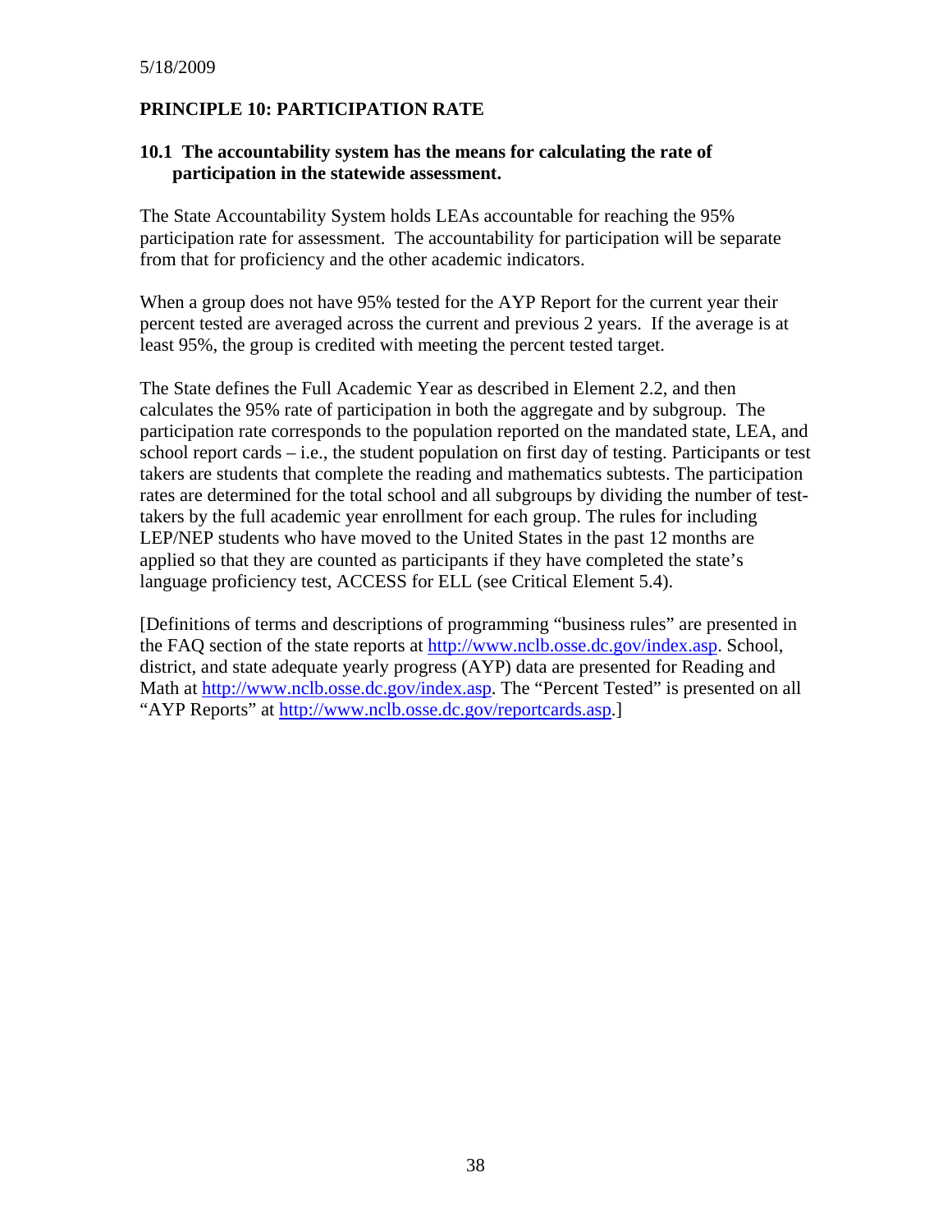5/18/2009

## PRINCIPLE 10: PARTICIPATION RATE

### 10.1 The accountability system has the means for calculating the rate of participation in the statewide assessment.

The State Accountability System holds LEAs accountable for reaching the 95% participation rate for assessment. The accountability for participation will be separate from that for proficiency and the other academic indicators.

When a group does not have 95% tested for the AYP Report for the current year their percent tested are averaged across the current and previous 2 years. If the average is at least 95%, the group is credited with meeting the percent tested target.

The State defines the Full Academic Year as described in Element 2.2, and then calculates the 95% rate of participation in both the aggregate and by subgroup. The participation rate corresponds to the population reported on the mandated state, LEA, and school report cards – i.e., the student population on first day of testing. Participants or test takers are students that complete the reading and mathematics subtests. The participation rates are determined for the total school and all subgroups by dividing the number of test-takers by the full academic year enrollment for each group. The rules for including LEP/NEP students who have moved to the United States in the past 12 months are applied so that they are counted as participants if they have completed the state's language proficiency test, ACCESS for ELL (see Critical Element 5.4).

[Definitions of terms and descriptions of programming "business rules" are presented in the FAQ section of the state reports at http://www.nclb.osse.dc.gov/index.asp. School, district, and state adequate yearly progress (AYP) data are presented for Reading and Math at http://www.nclb.osse.dc.gov/index.asp. The "Percent Tested" is presented on all "AYP Reports" at http://www.nclb.osse.dc.gov/reportcards.asp.]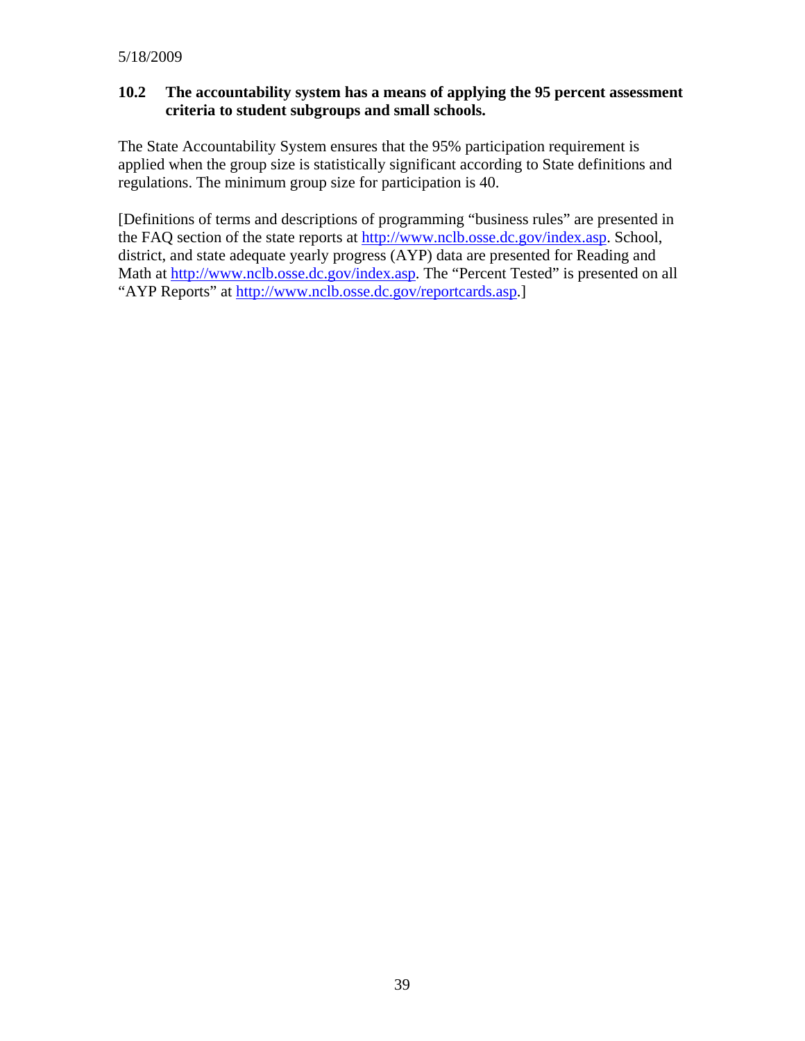### 10.2 The accountability system has a means of applying the 95 percent assessment criteria to student subgroups and small schools.

The State Accountability System ensures that the 95% participation requirement is applied when the group size is statistically significant according to State definitions and regulations. The minimum group size for participation is 40.

[Definitions of terms and descriptions of programming “business rules” are presented in the FAQ section of the state reports at http://www.nclb.osse.dc.gov/index.asp. School, district, and state adequate yearly progress (AYP) data are presented for Reading and Math at http://www.nclb.osse.dc.gov/index.asp. The “Percent Tested” is presented on all “AYP Reports” at http://www.nclb.osse.dc.gov/reportcards.asp.]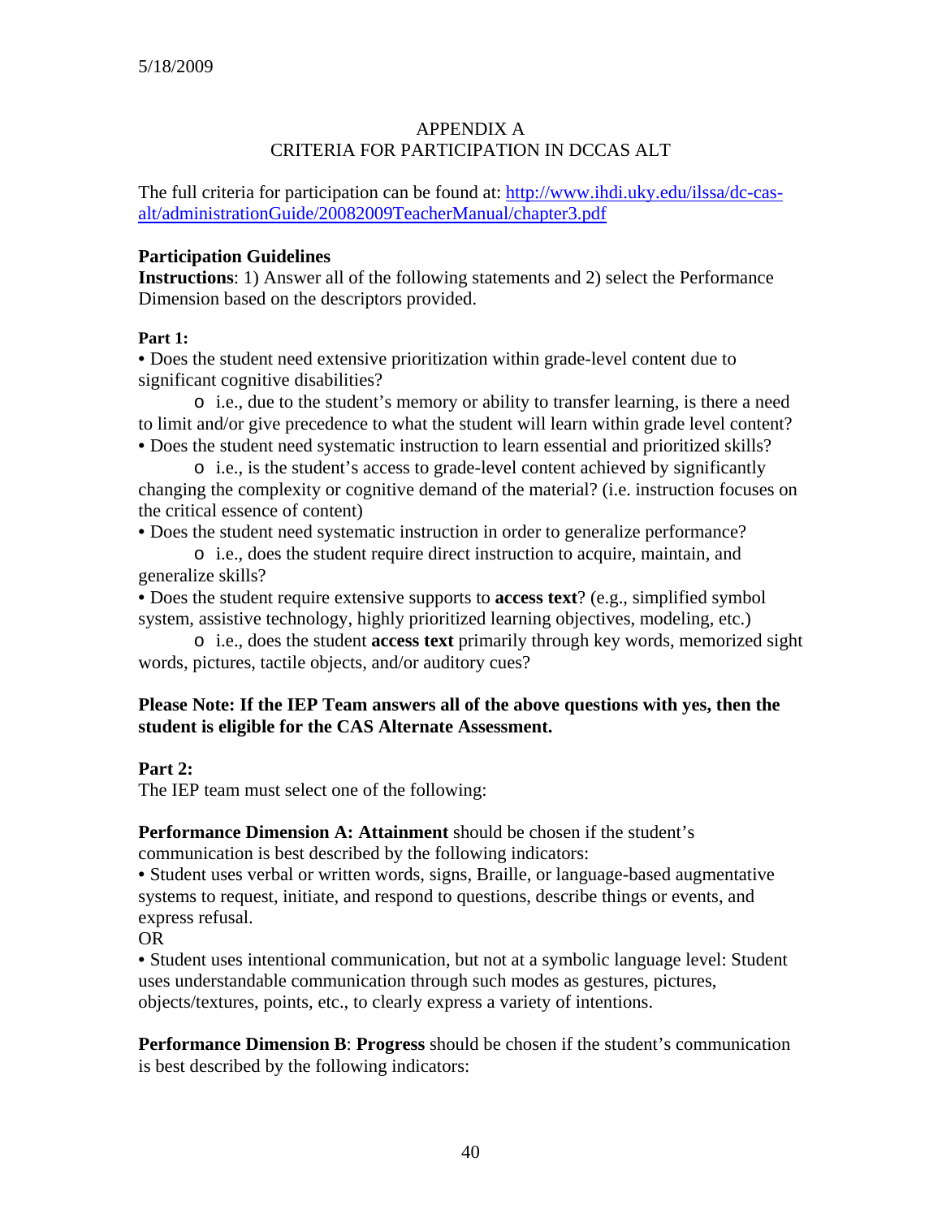5/18/2009

## APPENDIX A
## CRITERIA FOR PARTICIPATION IN DCCAS ALT

The full criteria for participation can be found at: [http://www.ihdi.uky.edu/ilssa/dc-cas-alt/administrationGuide/20082009TeacherManual/chapter3.pdf](http://www.ihdi.uky.edu/ilssa/dc-cas-alt/administrationGuide/20082009TeacherManual/chapter3.pdf)

**Participation Guidelines**

**Instructions**: 1) Answer all of the following statements and 2) select the Performance Dimension based on the descriptors provided.

**Part 1:**

- Does the student need extensive prioritization within grade-level content due to significant cognitive disabilities?
  - i.e., due to the student's memory or ability to transfer learning, is there a need to limit and/or give precedence to what the student will learn within grade level content?
- Does the student need systematic instruction to learn essential and prioritized skills?
  - i.e., is the student's access to grade-level content achieved by significantly changing the complexity or cognitive demand of the material? (i.e. instruction focuses on the critical essence of content)
- Does the student need systematic instruction in order to generalize performance?
  - i.e., does the student require direct instruction to acquire, maintain, and generalize skills?
- Does the student require extensive supports to **access text**? (e.g., simplified symbol system, assistive technology, highly prioritized learning objectives, modeling, etc.)
  - i.e., does the student **access text** primarily through key words, memorized sight words, pictures, tactile objects, and/or auditory cues?

**Please Note: If the IEP Team answers all of the above questions with yes, then the student is eligible for the CAS Alternate Assessment.**

**Part 2:**

The IEP team must select one of the following:

**Performance Dimension A: Attainment** should be chosen if the student's communication is best described by the following indicators:

- Student uses verbal or written words, signs, Braille, or language-based augmentative systems to request, initiate, and respond to questions, describe things or events, and express refusal.

OR

- Student uses intentional communication, but not at a symbolic language level: Student uses understandable communication through such modes as gestures, pictures, objects/textures, points, etc., to clearly express a variety of intentions.

**Performance Dimension B**: **Progress** should be chosen if the student's communication is best described by the following indicators: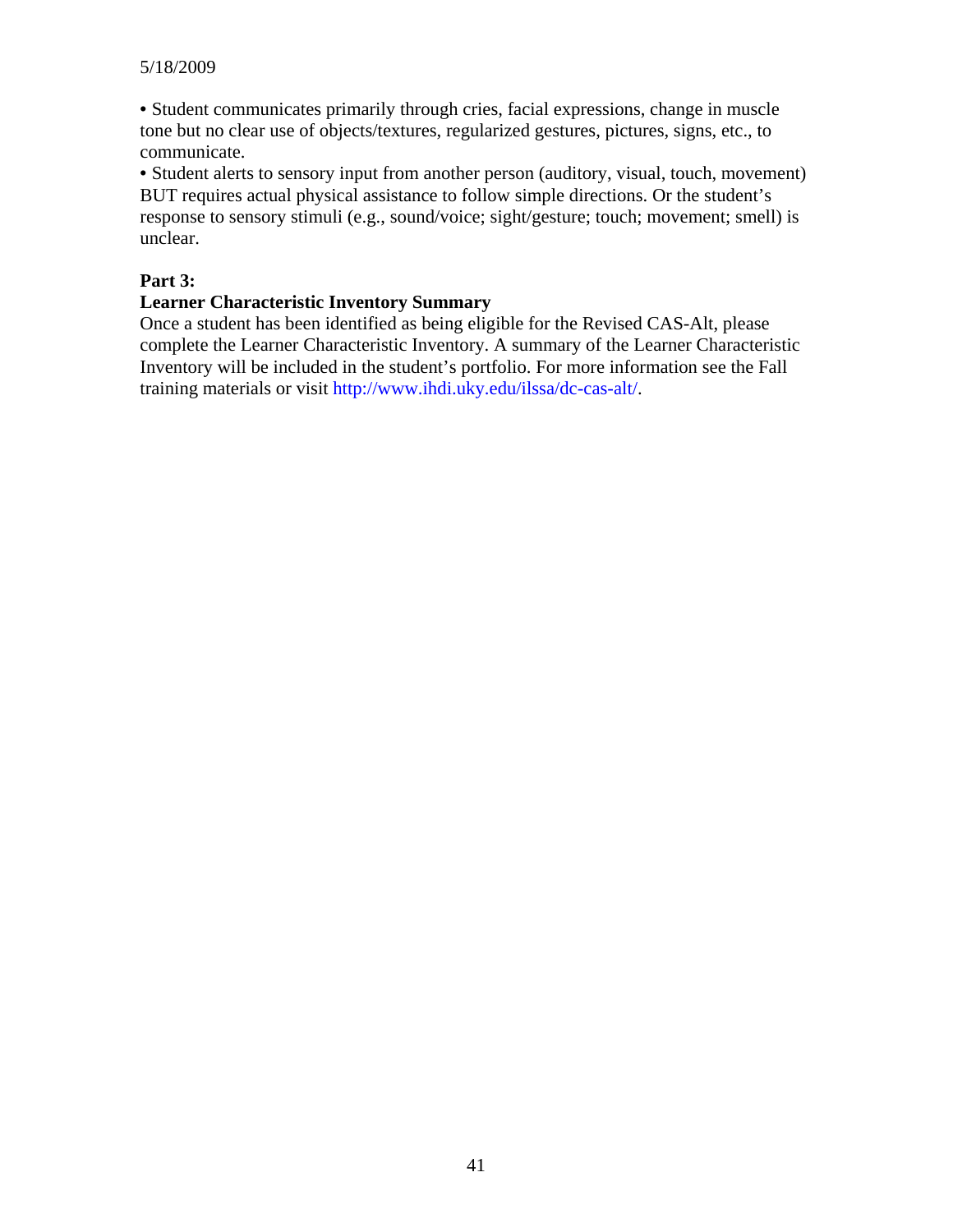• Student communicates primarily through cries, facial expressions, change in muscle tone but no clear use of objects/textures, regularized gestures, pictures, signs, etc., to communicate.

• Student alerts to sensory input from another person (auditory, visual, touch, movement) BUT requires actual physical assistance to follow simple directions. Or the student's response to sensory stimuli (e.g., sound/voice; sight/gesture; touch; movement; smell) is unclear.

**Part 3:**

**Learner Characteristic Inventory Summary**

Once a student has been identified as being eligible for the Revised CAS-Alt, please complete the Learner Characteristic Inventory. A summary of the Learner Characteristic Inventory will be included in the student's portfolio. For more information see the Fall training materials or visit http://www.ihdi.uky.edu/ilssa/dc-cas-alt/.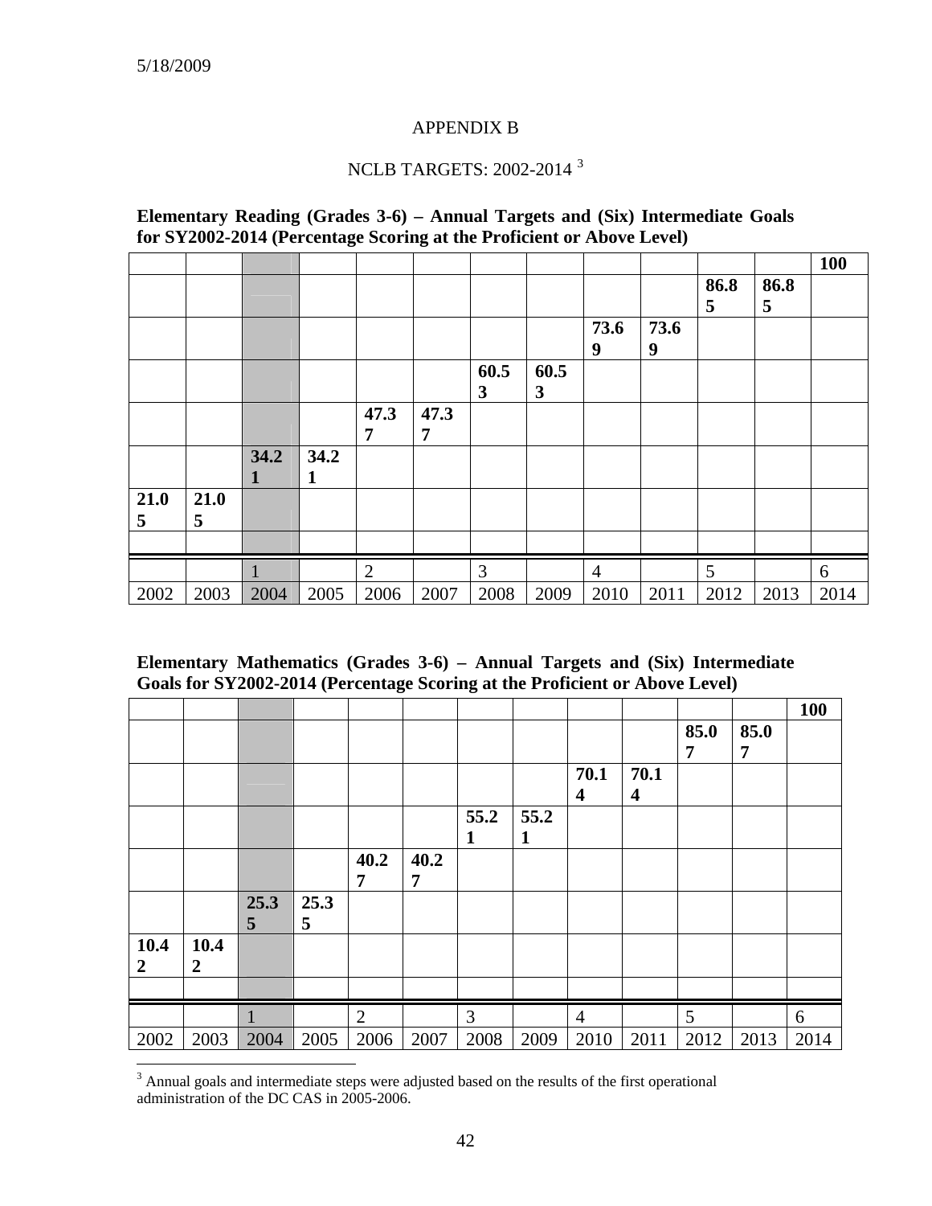5/18/2009

APPENDIX B

NCLB TARGETS: 2002-2014 [3]

**Elementary Reading (Grades 3-6) – Annual Targets and (Six) Intermediate Goals for SY2002-2014 (Percentage Scoring at the Proficient or Above Level)**

| | | | | | | | | | | | | |
|---|---|---|---|---|---|---|---|---|---|---|---|---|
| | | | | | | | | | | | | **100** |
| | | | | | | | | | | **86.85** | **86.85** | |
| | | | | | | | | **73.69** | **73.69** | | | |
| | | | | | | **60.53** | **60.53** | | | | | |
| | | | | **47.37** | **47.37** | | | | | | | |
| | | **34.21** | **34.21** | | | | | | | | | |
| **21.05** | **21.05** | | | | | | | | | | | |
| | | | | | | | | | | | | |
| | | 1 | | 2 | | 3 | | 4 | | 5 | | 6 |
| 2002 | 2003 | 2004 | 2005 | 2006 | 2007 | 2008 | 2009 | 2010 | 2011 | 2012 | 2013 | 2014 |

**Elementary Mathematics (Grades 3-6) – Annual Targets and (Six) Intermediate Goals for SY2002-2014 (Percentage Scoring at the Proficient or Above Level)**

| | | | | | | | | | | | | |
|---|---|---|---|---|---|---|---|---|---|---|---|---|
| | | | | | | | | | | | | **100** |
| | | | | | | | | | | **85.07** | **85.07** | |
| | | | | | | | | **70.14** | **70.14** | | | |
| | | | | | | **55.21** | **55.21** | | | | | |
| | | | | **40.27** | **40.27** | | | | | | | |
| | | **25.35** | **25.35** | | | | | | | | | |
| **10.42** | **10.42** | | | | | | | | | | | |
| | | | | | | | | | | | | |
| | | 1 | | 2 | | 3 | | 4 | | 5 | | 6 |
| 2002 | 2003 | 2004 | 2005 | 2006 | 2007 | 2008 | 2009 | 2010 | 2011 | 2012 | 2013 | 2014 |

[3] Annual goals and intermediate steps were adjusted based on the results of the first operational administration of the DC CAS in 2005-2006.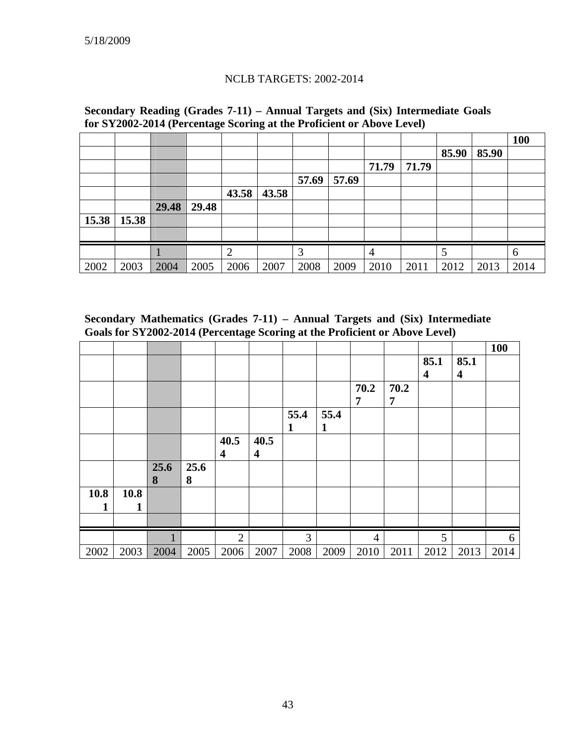5/18/2009

NCLB TARGETS: 2002-2014

**Secondary Reading (Grades 7-11) – Annual Targets and (Six) Intermediate Goals for SY2002-2014 (Percentage Scoring at the Proficient or Above Level)**

| | | | | | | | | | | | | |
|---|---|---|---|---|---|---|---|---|---|---|---|---|
| | | | | | | | | | | | | **100** |
| | | | | | | | | | | **85.90** | **85.90** | |
| | | | | | | | | **71.79** | **71.79** | | | |
| | | | | | | **57.69** | **57.69** | | | | | |
| | | | | **43.58** | **43.58** | | | | | | | |
| | | **29.48** | **29.48** | | | | | | | | | |
| **15.38** | **15.38** | | | | | | | | | | | |
| | | | | | | | | | | | | |
| | | 1 | | 2 | | 3 | | 4 | | 5 | | 6 |
| 2002 | 2003 | 2004 | 2005 | 2006 | 2007 | 2008 | 2009 | 2010 | 2011 | 2012 | 2013 | 2014 |

**Secondary Mathematics (Grades 7-11) – Annual Targets and (Six) Intermediate Goals for SY2002-2014 (Percentage Scoring at the Proficient or Above Level)**

| | | | | | | | | | | | | |
|---|---|---|---|---|---|---|---|---|---|---|---|---|
| | | | | | | | | | | | | **100** |
| | | | | | | | | | | **85.14** | **85.14** | |
| | | | | | | | | **70.27** | **70.27** | | | |
| | | | | | | **55.41** | **55.41** | | | | | |
| | | | | **40.54** | **40.54** | | | | | | | |
| | | **25.68** | **25.68** | | | | | | | | | |
| **10.81** | **10.81** | | | | | | | | | | | |
| | | | | | | | | | | | | |
| | | 1 | | 2 | | 3 | | 4 | | 5 | | 6 |
| 2002 | 2003 | 2004 | 2005 | 2006 | 2007 | 2008 | 2009 | 2010 | 2011 | 2012 | 2013 | 2014 |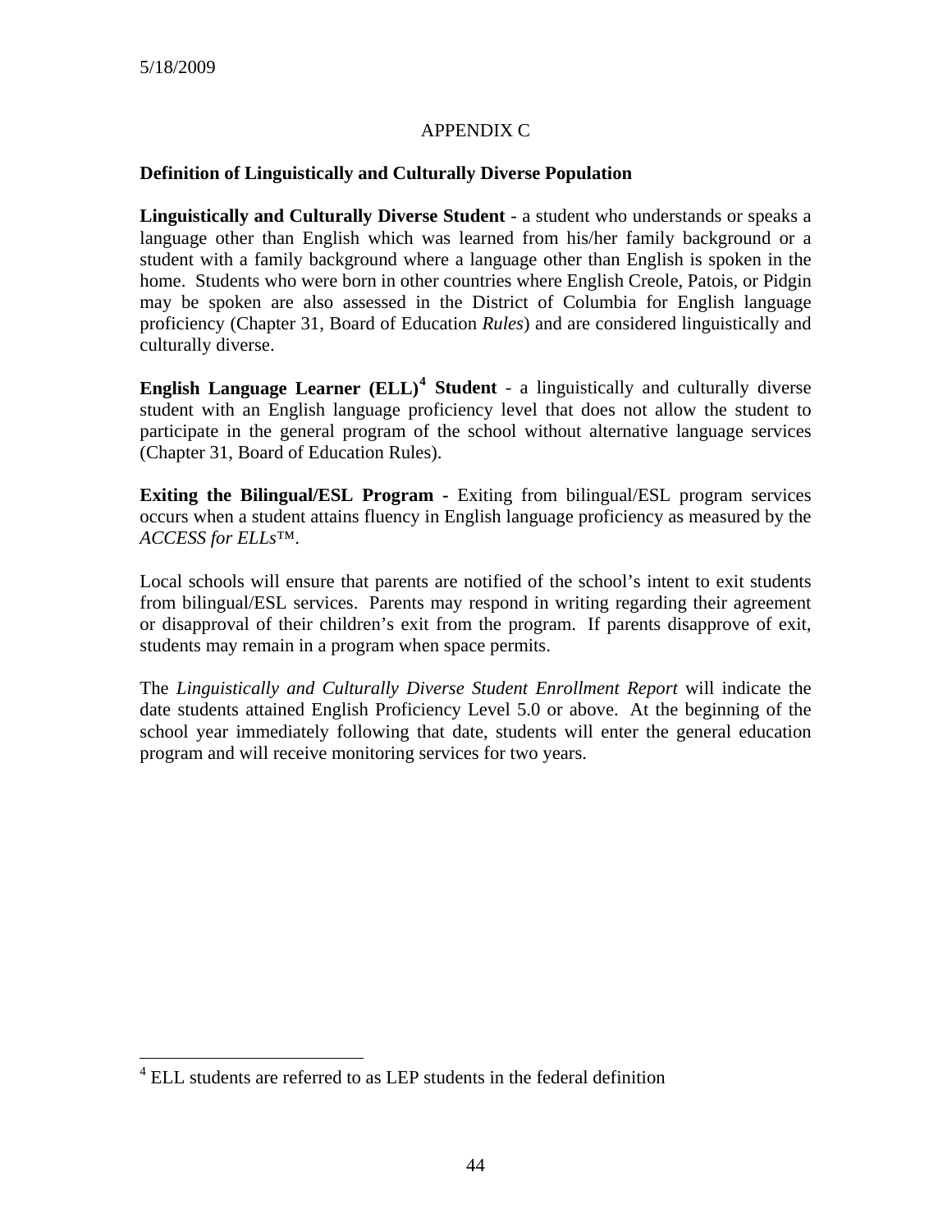5/18/2009

APPENDIX C

**Definition of Linguistically and Culturally Diverse Population**

**Linguistically and Culturally Diverse Student** - a student who understands or speaks a language other than English which was learned from his/her family background or a student with a family background where a language other than English is spoken in the home. Students who were born in other countries where English Creole, Patois, or Pidgin may be spoken are also assessed in the District of Columbia for English language proficiency (Chapter 31, Board of Education *Rules*) and are considered linguistically and culturally diverse.

**English Language Learner (ELL)[4] Student** - a linguistically and culturally diverse student with an English language proficiency level that does not allow the student to participate in the general program of the school without alternative language services (Chapter 31, Board of Education Rules).

**Exiting the Bilingual/ESL Program -** Exiting from bilingual/ESL program services occurs when a student attains fluency in English language proficiency as measured by the *ACCESS for ELLs*™.

Local schools will ensure that parents are notified of the school's intent to exit students from bilingual/ESL services. Parents may respond in writing regarding their agreement or disapproval of their children's exit from the program. If parents disapprove of exit, students may remain in a program when space permits.

The *Linguistically and Culturally Diverse Student Enrollment Report* will indicate the date students attained English Proficiency Level 5.0 or above. At the beginning of the school year immediately following that date, students will enter the general education program and will receive monitoring services for two years.

[4] ELL students are referred to as LEP students in the federal definition